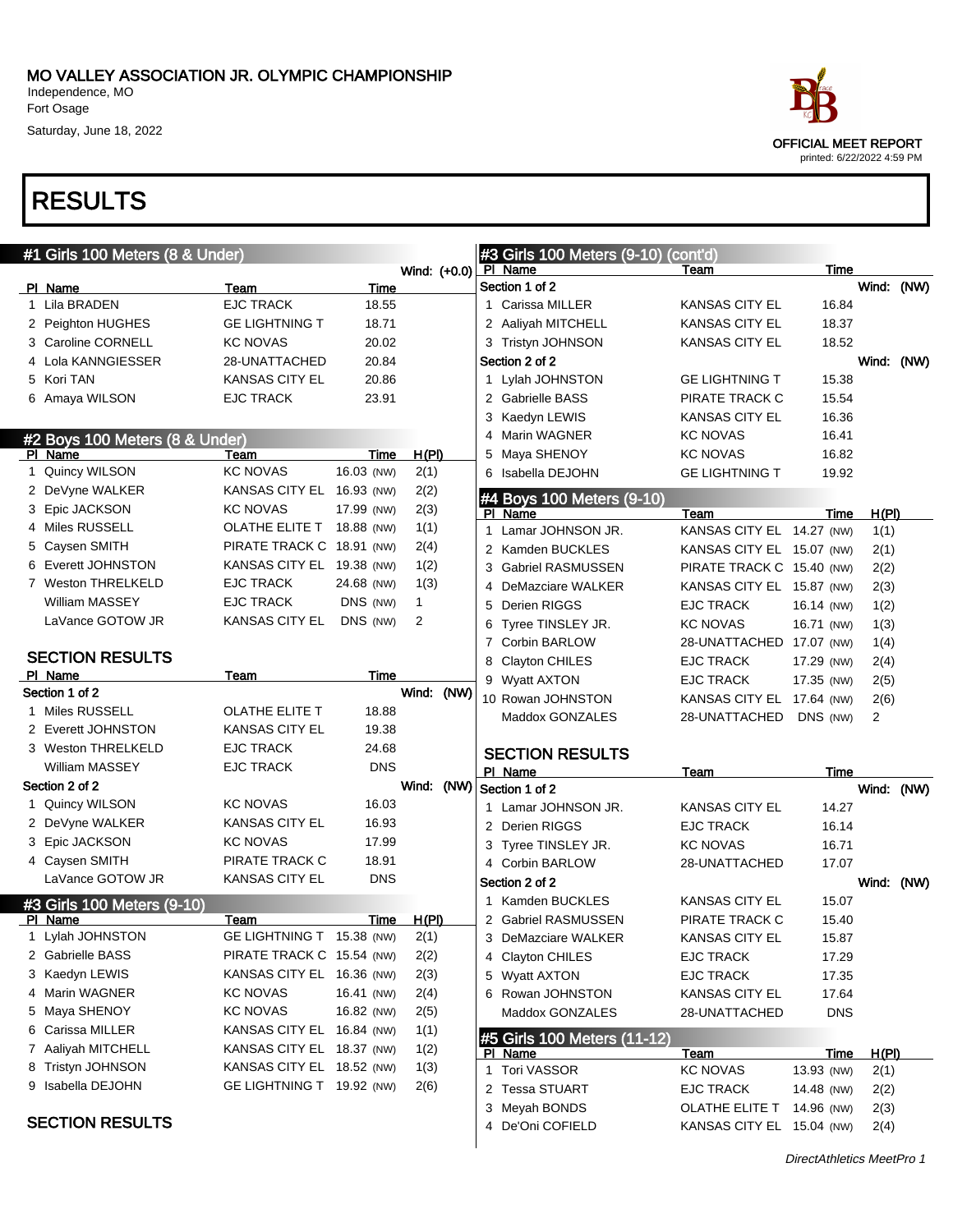MO VALLEY ASSOCIATION JR. OLYMPIC CHAMPIONSHIP
Independence, MO
Fort Osage
Saturday, June 18, 2022

OFFICIAL MEET REPORT
printed: 6/22/2022 4:59 PM

# RESULTS

## #1 Girls 100 Meters (8 & Under)

Wind: (+0.0)

| Pl | Name | Team | Time |
|---|---|---|---|
| 1 | Lila BRADEN | EJC TRACK | 18.55 |
| 2 | Peighton HUGHES | GE LIGHTNING T | 18.71 |
| 3 | Caroline CORNELL | KC NOVAS | 20.02 |
| 4 | Lola KANNGIESSER | 28-UNATTACHED | 20.84 |
| 5 | Kori TAN | KANSAS CITY EL | 20.86 |
| 6 | Amaya WILSON | EJC TRACK | 23.91 |

## #2 Boys 100 Meters (8 & Under)

| Pl | Name | Team | Time | H(Pl) |
|---|---|---|---|---|
| 1 | Quincy WILSON | KC NOVAS | 16.03 (NW) | 2(1) |
| 2 | DeVyne WALKER | KANSAS CITY EL | 16.93 (NW) | 2(2) |
| 3 | Epic JACKSON | KC NOVAS | 17.99 (NW) | 2(3) |
| 4 | Miles RUSSELL | OLATHE ELITE T | 18.88 (NW) | 1(1) |
| 5 | Caysen SMITH | PIRATE TRACK C | 18.91 (NW) | 2(4) |
| 6 | Everett JOHNSTON | KANSAS CITY EL | 19.38 (NW) | 1(2) |
| 7 | Weston THRELKELD | EJC TRACK | 24.68 (NW) | 1(3) |
| | William MASSEY | EJC TRACK | DNS (NW) | 1 |
| | LaVance GOTOW JR | KANSAS CITY EL | DNS (NW) | 2 |

### SECTION RESULTS

| Pl | Name | Team | Time |
|---|---|---|---|
| **Section 1 of 2** | | | Wind: (NW) |
| 1 | Miles RUSSELL | OLATHE ELITE T | 18.88 |
| 2 | Everett JOHNSTON | KANSAS CITY EL | 19.38 |
| 3 | Weston THRELKELD | EJC TRACK | 24.68 |
| | William MASSEY | EJC TRACK | DNS |
| **Section 2 of 2** | | | Wind: (NW) |
| 1 | Quincy WILSON | KC NOVAS | 16.03 |
| 2 | DeVyne WALKER | KANSAS CITY EL | 16.93 |
| 3 | Epic JACKSON | KC NOVAS | 17.99 |
| 4 | Caysen SMITH | PIRATE TRACK C | 18.91 |
| | LaVance GOTOW JR | KANSAS CITY EL | DNS |

## #3 Girls 100 Meters (9-10)

| Pl | Name | Team | Time | H(Pl) |
|---|---|---|---|---|
| 1 | Lylah JOHNSTON | GE LIGHTNING T | 15.38 (NW) | 2(1) |
| 2 | Gabrielle BASS | PIRATE TRACK C | 15.54 (NW) | 2(2) |
| 3 | Kaedyn LEWIS | KANSAS CITY EL | 16.36 (NW) | 2(3) |
| 4 | Marin WAGNER | KC NOVAS | 16.41 (NW) | 2(4) |
| 5 | Maya SHENOY | KC NOVAS | 16.82 (NW) | 2(5) |
| 6 | Carissa MILLER | KANSAS CITY EL | 16.84 (NW) | 1(1) |
| 7 | Aaliyah MITCHELL | KANSAS CITY EL | 18.37 (NW) | 1(2) |
| 8 | Tristyn JOHNSON | KANSAS CITY EL | 18.52 (NW) | 1(3) |
| 9 | Isabella DEJOHN | GE LIGHTNING T | 19.92 (NW) | 2(6) |

### SECTION RESULTS

## #3 Girls 100 Meters (9-10) (cont'd)

| Pl | Name | Team | Time |
|---|---|---|---|
| **Section 1 of 2** | | | Wind: (NW) |
| 1 | Carissa MILLER | KANSAS CITY EL | 16.84 |
| 2 | Aaliyah MITCHELL | KANSAS CITY EL | 18.37 |
| 3 | Tristyn JOHNSON | KANSAS CITY EL | 18.52 |
| **Section 2 of 2** | | | Wind: (NW) |
| 1 | Lylah JOHNSTON | GE LIGHTNING T | 15.38 |
| 2 | Gabrielle BASS | PIRATE TRACK C | 15.54 |
| 3 | Kaedyn LEWIS | KANSAS CITY EL | 16.36 |
| 4 | Marin WAGNER | KC NOVAS | 16.41 |
| 5 | Maya SHENOY | KC NOVAS | 16.82 |
| 6 | Isabella DEJOHN | GE LIGHTNING T | 19.92 |

## #4 Boys 100 Meters (9-10)

| Pl | Name | Team | Time | H(Pl) |
|---|---|---|---|---|
| 1 | Lamar JOHNSON JR. | KANSAS CITY EL | 14.27 (NW) | 1(1) |
| 2 | Kamden BUCKLES | KANSAS CITY EL | 15.07 (NW) | 2(1) |
| 3 | Gabriel RASMUSSEN | PIRATE TRACK C | 15.40 (NW) | 2(2) |
| 4 | DeMazciare WALKER | KANSAS CITY EL | 15.87 (NW) | 2(3) |
| 5 | Derien RIGGS | EJC TRACK | 16.14 (NW) | 1(2) |
| 6 | Tyree TINSLEY JR. | KC NOVAS | 16.71 (NW) | 1(3) |
| 7 | Corbin BARLOW | 28-UNATTACHED | 17.07 (NW) | 1(4) |
| 8 | Clayton CHILES | EJC TRACK | 17.29 (NW) | 2(4) |
| 9 | Wyatt AXTON | EJC TRACK | 17.35 (NW) | 2(5) |
| 10 | Rowan JOHNSTON | KANSAS CITY EL | 17.64 (NW) | 2(6) |
| | Maddox GONZALES | 28-UNATTACHED | DNS (NW) | 2 |

### SECTION RESULTS

| Pl | Name | Team | Time |
|---|---|---|---|
| **Section 1 of 2** | | | Wind: (NW) |
| 1 | Lamar JOHNSON JR. | KANSAS CITY EL | 14.27 |
| 2 | Derien RIGGS | EJC TRACK | 16.14 |
| 3 | Tyree TINSLEY JR. | KC NOVAS | 16.71 |
| 4 | Corbin BARLOW | 28-UNATTACHED | 17.07 |
| **Section 2 of 2** | | | Wind: (NW) |
| 1 | Kamden BUCKLES | KANSAS CITY EL | 15.07 |
| 2 | Gabriel RASMUSSEN | PIRATE TRACK C | 15.40 |
| 3 | DeMazciare WALKER | KANSAS CITY EL | 15.87 |
| 4 | Clayton CHILES | EJC TRACK | 17.29 |
| 5 | Wyatt AXTON | EJC TRACK | 17.35 |
| 6 | Rowan JOHNSTON | KANSAS CITY EL | 17.64 |
| | Maddox GONZALES | 28-UNATTACHED | DNS |

## #5 Girls 100 Meters (11-12)

| Pl | Name | Team | Time | H(Pl) |
|---|---|---|---|---|
| 1 | Tori VASSOR | KC NOVAS | 13.93 (NW) | 2(1) |
| 2 | Tessa STUART | EJC TRACK | 14.48 (NW) | 2(2) |
| 3 | Meyah BONDS | OLATHE ELITE T | 14.96 (NW) | 2(3) |
| 4 | De'Oni COFIELD | KANSAS CITY EL | 15.04 (NW) | 2(4) |

DirectAthletics MeetPro 1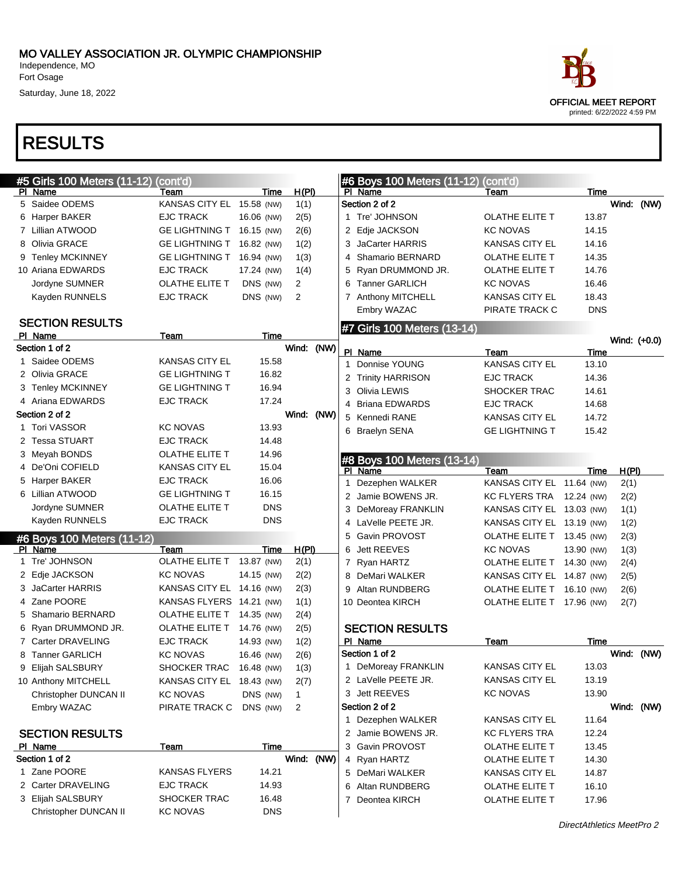MO VALLEY ASSOCIATION JR. OLYMPIC CHAMPIONSHIP
Independence, MO
Fort Osage
Saturday, June 18, 2022

OFFICIAL MEET REPORT
printed: 6/22/2022 4:59 PM

# RESULTS

## #5 Girls 100 Meters (11-12) (cont'd)

| Pl | Name | Team | Time | H(Pl) |
|---|---|---|---|---|
| 5 | Saidee ODEMS | KANSAS CITY EL | 15.58 (NW) | 1(1) |
| 6 | Harper BAKER | EJC TRACK | 16.06 (NW) | 2(5) |
| 7 | Lillian ATWOOD | GE LIGHTNING T | 16.15 (NW) | 2(6) |
| 8 | Olivia GRACE | GE LIGHTNING T | 16.82 (NW) | 1(2) |
| 9 | Tenley MCKINNEY | GE LIGHTNING T | 16.94 (NW) | 1(3) |
| 10 | Ariana EDWARDS | EJC TRACK | 17.24 (NW) | 1(4) |
| | Jordyne SUMNER | OLATHE ELITE T | DNS (NW) | 2 |
| | Kayden RUNNELS | EJC TRACK | DNS (NW) | 2 |

### SECTION RESULTS

| Pl | Name | Team | Time |
|---|---|---|---|
| **Section 1 of 2** | | | Wind: (NW) |
| 1 | Saidee ODEMS | KANSAS CITY EL | 15.58 |
| 2 | Olivia GRACE | GE LIGHTNING T | 16.82 |
| 3 | Tenley MCKINNEY | GE LIGHTNING T | 16.94 |
| 4 | Ariana EDWARDS | EJC TRACK | 17.24 |
| **Section 2 of 2** | | | Wind: (NW) |
| 1 | Tori VASSOR | KC NOVAS | 13.93 |
| 2 | Tessa STUART | EJC TRACK | 14.48 |
| 3 | Meyah BONDS | OLATHE ELITE T | 14.96 |
| 4 | De'Oni COFIELD | KANSAS CITY EL | 15.04 |
| 5 | Harper BAKER | EJC TRACK | 16.06 |
| 6 | Lillian ATWOOD | GE LIGHTNING T | 16.15 |
| | Jordyne SUMNER | OLATHE ELITE T | DNS |
| | Kayden RUNNELS | EJC TRACK | DNS |

## #6 Boys 100 Meters (11-12)

| Pl | Name | Team | Time | H(Pl) |
|---|---|---|---|---|
| 1 | Tre' JOHNSON | OLATHE ELITE T | 13.87 (NW) | 2(1) |
| 2 | Edje JACKSON | KC NOVAS | 14.15 (NW) | 2(2) |
| 3 | JaCarter HARRIS | KANSAS CITY EL | 14.16 (NW) | 2(3) |
| 4 | Zane POORE | KANSAS FLYERS | 14.21 (NW) | 1(1) |
| 5 | Shamario BERNARD | OLATHE ELITE T | 14.35 (NW) | 2(4) |
| 6 | Ryan DRUMMOND JR. | OLATHE ELITE T | 14.76 (NW) | 2(5) |
| 7 | Carter DRAVELING | EJC TRACK | 14.93 (NW) | 1(2) |
| 8 | Tanner GARLICH | KC NOVAS | 16.46 (NW) | 2(6) |
| 9 | Elijah SALSBURY | SHOCKER TRAC | 16.48 (NW) | 1(3) |
| 10 | Anthony MITCHELL | KANSAS CITY EL | 18.43 (NW) | 2(7) |
| | Christopher DUNCAN II | KC NOVAS | DNS (NW) | 1 |
| | Embry WAZAC | PIRATE TRACK C | DNS (NW) | 2 |

### SECTION RESULTS

| Pl | Name | Team | Time |
|---|---|---|---|
| **Section 1 of 2** | | | Wind: (NW) |
| 1 | Zane POORE | KANSAS FLYERS | 14.21 |
| 2 | Carter DRAVELING | EJC TRACK | 14.93 |
| 3 | Elijah SALSBURY | SHOCKER TRAC | 16.48 |
| | Christopher DUNCAN II | KC NOVAS | DNS |
| **Section 2 of 2** | | | Wind: (NW) |
| 1 | Tre' JOHNSON | OLATHE ELITE T | 13.87 |
| 2 | Edje JACKSON | KC NOVAS | 14.15 |
| 3 | JaCarter HARRIS | KANSAS CITY EL | 14.16 |
| 4 | Shamario BERNARD | OLATHE ELITE T | 14.35 |
| 5 | Ryan DRUMMOND JR. | OLATHE ELITE T | 14.76 |
| 6 | Tanner GARLICH | KC NOVAS | 16.46 |
| 7 | Anthony MITCHELL | KANSAS CITY EL | 18.43 |
| | Embry WAZAC | PIRATE TRACK C | DNS |

## #7 Girls 100 Meters (13-14)

Wind: (+0.0)

| Pl | Name | Team | Time |
|---|---|---|---|
| 1 | Donnise YOUNG | KANSAS CITY EL | 13.10 |
| 2 | Trinity HARRISON | EJC TRACK | 14.36 |
| 3 | Olivia LEWIS | SHOCKER TRAC | 14.61 |
| 4 | Briana EDWARDS | EJC TRACK | 14.68 |
| 5 | Kennedi RANE | KANSAS CITY EL | 14.72 |
| 6 | Braelyn SENA | GE LIGHTNING T | 15.42 |

## #8 Boys 100 Meters (13-14)

| Pl | Name | Team | Time | H(Pl) |
|---|---|---|---|---|
| 1 | Dezephen WALKER | KANSAS CITY EL | 11.64 (NW) | 2(1) |
| 2 | Jamie BOWENS JR. | KC FLYERS TRA | 12.24 (NW) | 2(2) |
| 3 | DeMoreay FRANKLIN | KANSAS CITY EL | 13.03 (NW) | 1(1) |
| 4 | LaVelle PEETE JR. | KANSAS CITY EL | 13.19 (NW) | 1(2) |
| 5 | Gavin PROVOST | OLATHE ELITE T | 13.45 (NW) | 2(3) |
| 6 | Jett REEVES | KC NOVAS | 13.90 (NW) | 1(3) |
| 7 | Ryan HARTZ | OLATHE ELITE T | 14.30 (NW) | 2(4) |
| 8 | DeMari WALKER | KANSAS CITY EL | 14.87 (NW) | 2(5) |
| 9 | Altan RUNDBERG | OLATHE ELITE T | 16.10 (NW) | 2(6) |
| 10 | Deontea KIRCH | OLATHE ELITE T | 17.96 (NW) | 2(7) |

### SECTION RESULTS

| Pl | Name | Team | Time |
|---|---|---|---|
| **Section 1 of 2** | | | Wind: (NW) |
| 1 | DeMoreay FRANKLIN | KANSAS CITY EL | 13.03 |
| 2 | LaVelle PEETE JR. | KANSAS CITY EL | 13.19 |
| 3 | Jett REEVES | KC NOVAS | 13.90 |
| **Section 2 of 2** | | | Wind: (NW) |
| 1 | Dezephen WALKER | KANSAS CITY EL | 11.64 |
| 2 | Jamie BOWENS JR. | KC FLYERS TRA | 12.24 |
| 3 | Gavin PROVOST | OLATHE ELITE T | 13.45 |
| 4 | Ryan HARTZ | OLATHE ELITE T | 14.30 |
| 5 | DeMari WALKER | KANSAS CITY EL | 14.87 |
| 6 | Altan RUNDBERG | OLATHE ELITE T | 16.10 |
| 7 | Deontea KIRCH | OLATHE ELITE T | 17.96 |

*DirectAthletics MeetPro 2*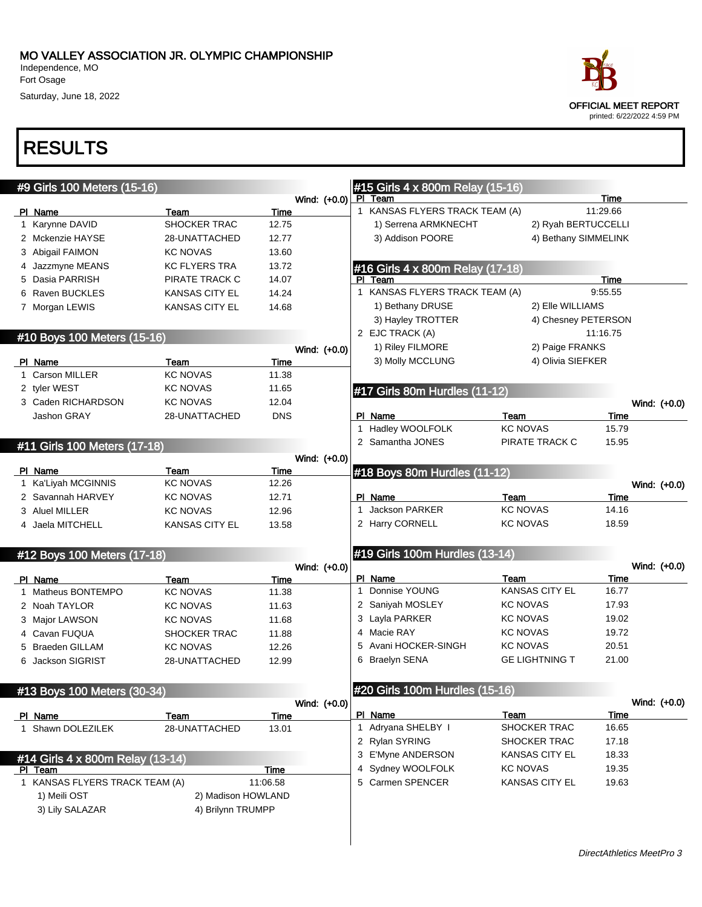MO VALLEY ASSOCIATION JR. OLYMPIC CHAMPIONSHIP
Independence, MO
Fort Osage
Saturday, June 18, 2022

OFFICIAL MEET REPORT
printed: 6/22/2022 4:59 PM

# RESULTS

## #9 Girls 100 Meters (15-16)

Wind: (+0.0)

| Pl | Name | Team | Time |
|---|---|---|---|
| 1 | Karynne DAVID | SHOCKER TRAC | 12.75 |
| 2 | Mckenzie HAYSE | 28-UNATTACHED | 12.77 |
| 3 | Abigail FAIMON | KC NOVAS | 13.60 |
| 4 | Jazzmyne MEANS | KC FLYERS TRA | 13.72 |
| 5 | Dasia PARRISH | PIRATE TRACK C | 14.07 |
| 6 | Raven BUCKLES | KANSAS CITY EL | 14.24 |
| 7 | Morgan LEWIS | KANSAS CITY EL | 14.68 |

## #10 Boys 100 Meters (15-16)

Wind: (+0.0)

| Pl | Name | Team | Time |
|---|---|---|---|
| 1 | Carson MILLER | KC NOVAS | 11.38 |
| 2 | tyler WEST | KC NOVAS | 11.65 |
| 3 | Caden RICHARDSON | KC NOVAS | 12.04 |
| | Jashon GRAY | 28-UNATTACHED | DNS |

## #11 Girls 100 Meters (17-18)

Wind: (+0.0)

| Pl | Name | Team | Time |
|---|---|---|---|
| 1 | Ka'Liyah MCGINNIS | KC NOVAS | 12.26 |
| 2 | Savannah HARVEY | KC NOVAS | 12.71 |
| 3 | Aluel MILLER | KC NOVAS | 12.96 |
| 4 | Jaela MITCHELL | KANSAS CITY EL | 13.58 |

## #12 Boys 100 Meters (17-18)

Wind: (+0.0)

| Pl | Name | Team | Time |
|---|---|---|---|
| 1 | Matheus BONTEMPO | KC NOVAS | 11.38 |
| 2 | Noah TAYLOR | KC NOVAS | 11.63 |
| 3 | Major LAWSON | KC NOVAS | 11.68 |
| 4 | Cavan FUQUA | SHOCKER TRAC | 11.88 |
| 5 | Braeden GILLAM | KC NOVAS | 12.26 |
| 6 | Jackson SIGRIST | 28-UNATTACHED | 12.99 |

## #13 Boys 100 Meters (30-34)

Wind: (+0.0)

| Pl | Name | Team | Time |
|---|---|---|---|
| 1 | Shawn DOLEZILEK | 28-UNATTACHED | 13.01 |

## #14 Girls 4 x 800m Relay (13-14)

| Pl | Team | Time |
|---|---|---|
| 1 | KANSAS FLYERS TRACK TEAM (A) | 11:06.58 |

1) Meili OST, 2) Madison HOWLAND, 3) Lily SALAZAR, 4) Brilynn TRUMPP

## #15 Girls 4 x 800m Relay (15-16)

| Pl | Team | Time |
|---|---|---|
| 1 | KANSAS FLYERS TRACK TEAM (A) | 11:29.66 |

1) Serrena ARMKNECHT, 2) Ryah BERTUCCELLI, 3) Addison POORE, 4) Bethany SIMMELINK

## #16 Girls 4 x 800m Relay (17-18)

| Pl | Team | Time |
|---|---|---|
| 1 | KANSAS FLYERS TRACK TEAM (A) | 9:55.55 |
| 2 | EJC TRACK (A) | 11:16.75 |

1. KANSAS FLYERS TRACK TEAM (A): 1) Bethany DRUSE, 2) Elle WILLIAMS, 3) Hayley TROTTER, 4) Chesney PETERSON
2. EJC TRACK (A): 1) Riley FILMORE, 2) Paige FRANKS, 3) Molly MCCLUNG, 4) Olivia SIEFKER

## #17 Girls 80m Hurdles (11-12)

Wind: (+0.0)

| Pl | Name | Team | Time |
|---|---|---|---|
| 1 | Hadley WOOLFOLK | KC NOVAS | 15.79 |
| 2 | Samantha JONES | PIRATE TRACK C | 15.95 |

## #18 Boys 80m Hurdles (11-12)

Wind: (+0.0)

| Pl | Name | Team | Time |
|---|---|---|---|
| 1 | Jackson PARKER | KC NOVAS | 14.16 |
| 2 | Harry CORNELL | KC NOVAS | 18.59 |

## #19 Girls 100m Hurdles (13-14)

Wind: (+0.0)

| Pl | Name | Team | Time |
|---|---|---|---|
| 1 | Donnise YOUNG | KANSAS CITY EL | 16.77 |
| 2 | Saniyah MOSLEY | KC NOVAS | 17.93 |
| 3 | Layla PARKER | KC NOVAS | 19.02 |
| 4 | Macie RAY | KC NOVAS | 19.72 |
| 5 | Avani HOCKER-SINGH | KC NOVAS | 20.51 |
| 6 | Braelyn SENA | GE LIGHTNING T | 21.00 |

## #20 Girls 100m Hurdles (15-16)

Wind: (+0.0)

| Pl | Name | Team | Time |
|---|---|---|---|
| 1 | Adryana SHELBY I | SHOCKER TRAC | 16.65 |
| 2 | Rylan SYRING | SHOCKER TRAC | 17.18 |
| 3 | E'Myne ANDERSON | KANSAS CITY EL | 18.33 |
| 4 | Sydney WOOLFOLK | KC NOVAS | 19.35 |
| 5 | Carmen SPENCER | KANSAS CITY EL | 19.63 |

*DirectAthletics MeetPro 3*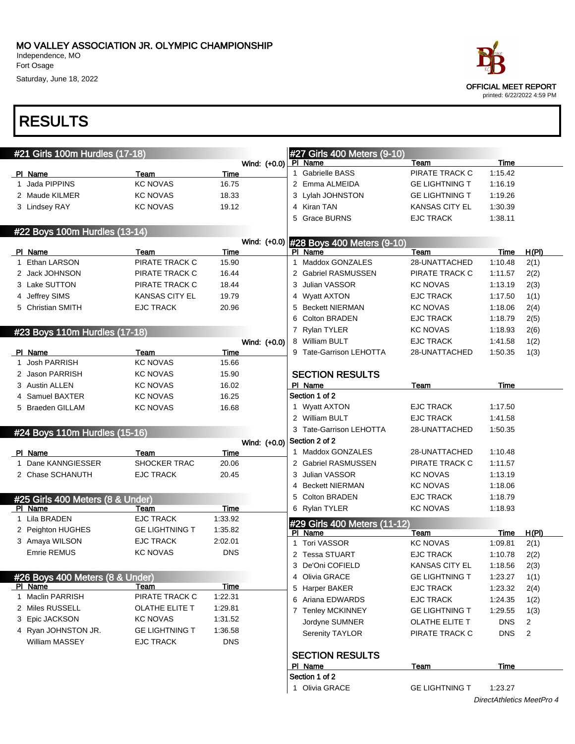MO VALLEY ASSOCIATION JR. OLYMPIC CHAMPIONSHIP
Independence, MO
Fort Osage
Saturday, June 18, 2022

OFFICIAL MEET REPORT
printed: 6/22/2022 4:59 PM

# RESULTS

## #21 Girls 100m Hurdles (17-18)

Wind: (+0.0)

| Pl | Name | Team | Time |
|---|---|---|---|
| 1 | Jada PIPPINS | KC NOVAS | 16.75 |
| 2 | Maude KILMER | KC NOVAS | 18.33 |
| 3 | Lindsey RAY | KC NOVAS | 19.12 |

## #22 Boys 100m Hurdles (13-14)

Wind: (+0.0)

| Pl | Name | Team | Time |
|---|---|---|---|
| 1 | Ethan LARSON | PIRATE TRACK C | 15.90 |
| 2 | Jack JOHNSON | PIRATE TRACK C | 16.44 |
| 3 | Lake SUTTON | PIRATE TRACK C | 18.44 |
| 4 | Jeffrey SIMS | KANSAS CITY EL | 19.79 |
| 5 | Christian SMITH | EJC TRACK | 20.96 |

## #23 Boys 110m Hurdles (17-18)

Wind: (+0.0)

| Pl | Name | Team | Time |
|---|---|---|---|
| 1 | Josh PARRISH | KC NOVAS | 15.66 |
| 2 | Jason PARRISH | KC NOVAS | 15.90 |
| 3 | Austin ALLEN | KC NOVAS | 16.02 |
| 4 | Samuel BAXTER | KC NOVAS | 16.25 |
| 5 | Braeden GILLAM | KC NOVAS | 16.68 |

## #24 Boys 110m Hurdles (15-16)

Wind: (+0.0)

| Pl | Name | Team | Time |
|---|---|---|---|
| 1 | Dane KANNGIESSER | SHOCKER TRAC | 20.06 |
| 2 | Chase SCHANUTH | EJC TRACK | 20.45 |

## #25 Girls 400 Meters (8 & Under)

| Pl | Name | Team | Time |
|---|---|---|---|
| 1 | Lila BRADEN | EJC TRACK | 1:33.92 |
| 2 | Peighton HUGHES | GE LIGHTNING T | 1:35.82 |
| 3 | Amaya WILSON | EJC TRACK | 2:02.01 |
| | Emrie REMUS | KC NOVAS | DNS |

## #26 Boys 400 Meters (8 & Under)

| Pl | Name | Team | Time |
|---|---|---|---|
| 1 | Maclin PARRISH | PIRATE TRACK C | 1:22.31 |
| 2 | Miles RUSSELL | OLATHE ELITE T | 1:29.81 |
| 3 | Epic JACKSON | KC NOVAS | 1:31.52 |
| 4 | Ryan JOHNSTON JR. | GE LIGHTNING T | 1:36.58 |
| | William MASSEY | EJC TRACK | DNS |

## #27 Girls 400 Meters (9-10)

| Pl | Name | Team | Time |
|---|---|---|---|
| 1 | Gabrielle BASS | PIRATE TRACK C | 1:15.42 |
| 2 | Emma ALMEIDA | GE LIGHTNING T | 1:16.19 |
| 3 | Lylah JOHNSTON | GE LIGHTNING T | 1:19.26 |
| 4 | Kiran TAN | KANSAS CITY EL | 1:30.39 |
| 5 | Grace BURNS | EJC TRACK | 1:38.11 |

## #28 Boys 400 Meters (9-10)

| Pl | Name | Team | Time | H(Pl) |
|---|---|---|---|---|
| 1 | Maddox GONZALES | 28-UNATTACHED | 1:10.48 | 2(1) |
| 2 | Gabriel RASMUSSEN | PIRATE TRACK C | 1:11.57 | 2(2) |
| 3 | Julian VASSOR | KC NOVAS | 1:13.19 | 2(3) |
| 4 | Wyatt AXTON | EJC TRACK | 1:17.50 | 1(1) |
| 5 | Beckett NIERMAN | KC NOVAS | 1:18.06 | 2(4) |
| 6 | Colton BRADEN | EJC TRACK | 1:18.79 | 2(5) |
| 7 | Rylan TYLER | KC NOVAS | 1:18.93 | 2(6) |
| 8 | William BULT | EJC TRACK | 1:41.58 | 1(2) |
| 9 | Tate-Garrison LEHOTTA | 28-UNATTACHED | 1:50.35 | 1(3) |

### SECTION RESULTS

| Pl | Name | Team | Time |
|---|---|---|---|
| **Section 1 of 2** | | | |
| 1 | Wyatt AXTON | EJC TRACK | 1:17.50 |
| 2 | William BULT | EJC TRACK | 1:41.58 |
| 3 | Tate-Garrison LEHOTTA | 28-UNATTACHED | 1:50.35 |
| **Section 2 of 2** | | | |
| 1 | Maddox GONZALES | 28-UNATTACHED | 1:10.48 |
| 2 | Gabriel RASMUSSEN | PIRATE TRACK C | 1:11.57 |
| 3 | Julian VASSOR | KC NOVAS | 1:13.19 |
| 4 | Beckett NIERMAN | KC NOVAS | 1:18.06 |
| 5 | Colton BRADEN | EJC TRACK | 1:18.79 |
| 6 | Rylan TYLER | KC NOVAS | 1:18.93 |

## #29 Girls 400 Meters (11-12)

| Pl | Name | Team | Time | H(Pl) |
|---|---|---|---|---|
| 1 | Tori VASSOR | KC NOVAS | 1:09.81 | 2(1) |
| 2 | Tessa STUART | EJC TRACK | 1:10.78 | 2(2) |
| 3 | De'Oni COFIELD | KANSAS CITY EL | 1:18.56 | 2(3) |
| 4 | Olivia GRACE | GE LIGHTNING T | 1:23.27 | 1(1) |
| 5 | Harper BAKER | EJC TRACK | 1:23.32 | 2(4) |
| 6 | Ariana EDWARDS | EJC TRACK | 1:24.35 | 1(2) |
| 7 | Tenley MCKINNEY | GE LIGHTNING T | 1:29.55 | 1(3) |
| | Jordyne SUMNER | OLATHE ELITE T | DNS | 2 |
| | Serenity TAYLOR | PIRATE TRACK C | DNS | 2 |

### SECTION RESULTS

| Pl | Name | Team | Time |
|---|---|---|---|
| **Section 1 of 2** | | | |
| 1 | Olivia GRACE | GE LIGHTNING T | 1:23.27 |

*DirectAthletics MeetPro 4*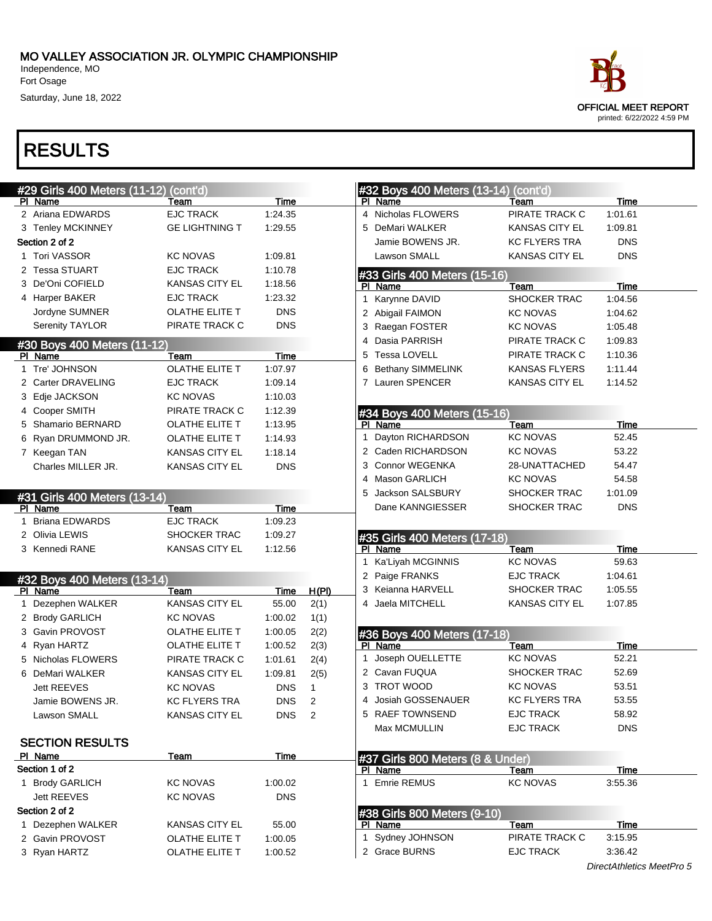# MO VALLEY ASSOCIATION JR. OLYMPIC CHAMPIONSHIP

Independence, MO
Fort Osage
Saturday, June 18, 2022

OFFICIAL MEET REPORT
printed: 6/22/2022 4:59 PM

# RESULTS

## #29 Girls 400 Meters (11-12) (cont'd)

| Pl | Name | Team | Time |
|---|---|---|---|
| 2 | Ariana EDWARDS | EJC TRACK | 1:24.35 |
| 3 | Tenley MCKINNEY | GE LIGHTNING T | 1:29.55 |
| **Section 2 of 2** | | | |
| 1 | Tori VASSOR | KC NOVAS | 1:09.81 |
| 2 | Tessa STUART | EJC TRACK | 1:10.78 |
| 3 | De'Oni COFIELD | KANSAS CITY EL | 1:18.56 |
| 4 | Harper BAKER | EJC TRACK | 1:23.32 |
| | Jordyne SUMNER | OLATHE ELITE T | DNS |
| | Serenity TAYLOR | PIRATE TRACK C | DNS |

## #30 Boys 400 Meters (11-12)

| Pl | Name | Team | Time |
|---|---|---|---|
| 1 | Tre' JOHNSON | OLATHE ELITE T | 1:07.97 |
| 2 | Carter DRAVELING | EJC TRACK | 1:09.14 |
| 3 | Edje JACKSON | KC NOVAS | 1:10.03 |
| 4 | Cooper SMITH | PIRATE TRACK C | 1:12.39 |
| 5 | Shamario BERNARD | OLATHE ELITE T | 1:13.95 |
| 6 | Ryan DRUMMOND JR. | OLATHE ELITE T | 1:14.93 |
| 7 | Keegan TAN | KANSAS CITY EL | 1:18.14 |
| | Charles MILLER JR. | KANSAS CITY EL | DNS |

## #31 Girls 400 Meters (13-14)

| Pl | Name | Team | Time |
|---|---|---|---|
| 1 | Briana EDWARDS | EJC TRACK | 1:09.23 |
| 2 | Olivia LEWIS | SHOCKER TRAC | 1:09.27 |
| 3 | Kennedi RANE | KANSAS CITY EL | 1:12.56 |

## #32 Boys 400 Meters (13-14)

| Pl | Name | Team | Time | H(Pl) |
|---|---|---|---|---|
| 1 | Dezephen WALKER | KANSAS CITY EL | 55.00 | 2(1) |
| 2 | Brody GARLICH | KC NOVAS | 1:00.02 | 1(1) |
| 3 | Gavin PROVOST | OLATHE ELITE T | 1:00.05 | 2(2) |
| 4 | Ryan HARTZ | OLATHE ELITE T | 1:00.52 | 2(3) |
| 5 | Nicholas FLOWERS | PIRATE TRACK C | 1:01.61 | 2(4) |
| 6 | DeMari WALKER | KANSAS CITY EL | 1:09.81 | 2(5) |
| | Jett REEVES | KC NOVAS | DNS | 1 |
| | Jamie BOWENS JR. | KC FLYERS TRA | DNS | 2 |
| | Lawson SMALL | KANSAS CITY EL | DNS | 2 |

### SECTION RESULTS

| Pl | Name | Team | Time |
|---|---|---|---|
| **Section 1 of 2** | | | |
| 1 | Brody GARLICH | KC NOVAS | 1:00.02 |
| | Jett REEVES | KC NOVAS | DNS |
| **Section 2 of 2** | | | |
| 1 | Dezephen WALKER | KANSAS CITY EL | 55.00 |
| 2 | Gavin PROVOST | OLATHE ELITE T | 1:00.05 |
| 3 | Ryan HARTZ | OLATHE ELITE T | 1:00.52 |

## #32 Boys 400 Meters (13-14) (cont'd)

| Pl | Name | Team | Time |
|---|---|---|---|
| 4 | Nicholas FLOWERS | PIRATE TRACK C | 1:01.61 |
| 5 | DeMari WALKER | KANSAS CITY EL | 1:09.81 |
| | Jamie BOWENS JR. | KC FLYERS TRA | DNS |
| | Lawson SMALL | KANSAS CITY EL | DNS |

## #33 Girls 400 Meters (15-16)

| Pl | Name | Team | Time |
|---|---|---|---|
| 1 | Karynne DAVID | SHOCKER TRAC | 1:04.56 |
| 2 | Abigail FAIMON | KC NOVAS | 1:04.62 |
| 3 | Raegan FOSTER | KC NOVAS | 1:05.48 |
| 4 | Dasia PARRISH | PIRATE TRACK C | 1:09.83 |
| 5 | Tessa LOVELL | PIRATE TRACK C | 1:10.36 |
| 6 | Bethany SIMMELINK | KANSAS FLYERS | 1:11.44 |
| 7 | Lauren SPENCER | KANSAS CITY EL | 1:14.52 |

## #34 Boys 400 Meters (15-16)

| Pl | Name | Team | Time |
|---|---|---|---|
| 1 | Dayton RICHARDSON | KC NOVAS | 52.45 |
| 2 | Caden RICHARDSON | KC NOVAS | 53.22 |
| 3 | Connor WEGENKA | 28-UNATTACHED | 54.47 |
| 4 | Mason GARLICH | KC NOVAS | 54.58 |
| 5 | Jackson SALSBURY | SHOCKER TRAC | 1:01.09 |
| | Dane KANNGIESSER | SHOCKER TRAC | DNS |

## #35 Girls 400 Meters (17-18)

| Pl | Name | Team | Time |
|---|---|---|---|
| 1 | Ka'Liyah MCGINNIS | KC NOVAS | 59.63 |
| 2 | Paige FRANKS | EJC TRACK | 1:04.61 |
| 3 | Keianna HARVELL | SHOCKER TRAC | 1:05.55 |
| 4 | Jaela MITCHELL | KANSAS CITY EL | 1:07.85 |

## #36 Boys 400 Meters (17-18)

| Pl | Name | Team | Time |
|---|---|---|---|
| 1 | Joseph OUELLETTE | KC NOVAS | 52.21 |
| 2 | Cavan FUQUA | SHOCKER TRAC | 52.69 |
| 3 | TROT WOOD | KC NOVAS | 53.51 |
| 4 | Josiah GOSSENAUER | KC FLYERS TRA | 53.55 |
| 5 | RAEF TOWNSEND | EJC TRACK | 58.92 |
| | Max MCMULLIN | EJC TRACK | DNS |

## #37 Girls 800 Meters (8 & Under)

| Pl | Name | Team | Time |
|---|---|---|---|
| 1 | Emrie REMUS | KC NOVAS | 3:55.36 |

## #38 Girls 800 Meters (9-10)

| Pl | Name | Team | Time |
|---|---|---|---|
| 1 | Sydney JOHNSON | PIRATE TRACK C | 3:15.95 |
| 2 | Grace BURNS | EJC TRACK | 3:36.42 |

*DirectAthletics MeetPro 5*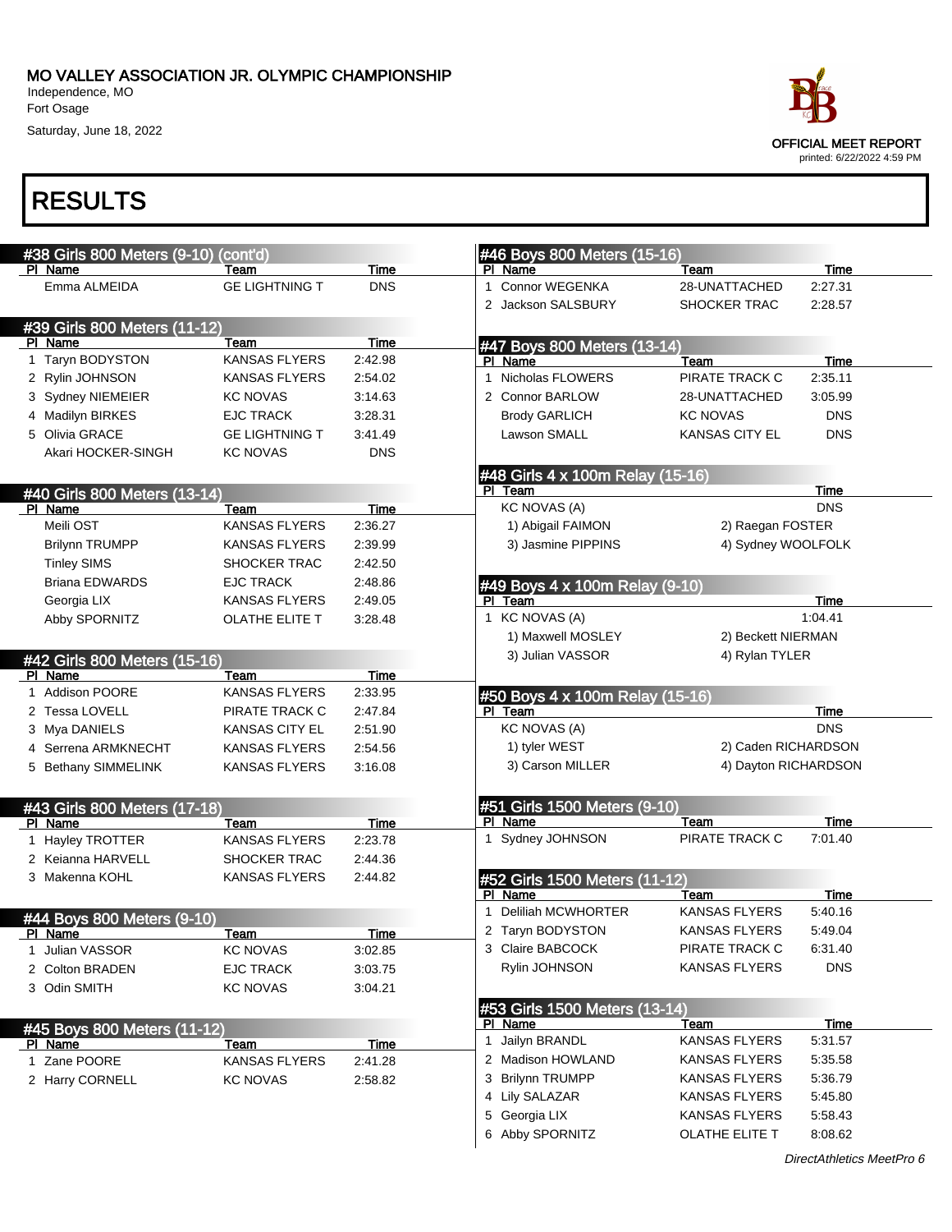# MO VALLEY ASSOCIATION JR. OLYMPIC CHAMPIONSHIP

Independence, MO
Fort Osage
Saturday, June 18, 2022

OFFICIAL MEET REPORT
printed: 6/22/2022 4:59 PM

# RESULTS

## #38 Girls 800 Meters (9-10) (cont'd)

| Pl | Name | Team | Time |
|---|---|---|---|
| | Emma ALMEIDA | GE LIGHTNING T | DNS |

## #39 Girls 800 Meters (11-12)

| Pl | Name | Team | Time |
|---|---|---|---|
| 1 | Taryn BODYSTON | KANSAS FLYERS | 2:42.98 |
| 2 | Rylin JOHNSON | KANSAS FLYERS | 2:54.02 |
| 3 | Sydney NIEMEIER | KC NOVAS | 3:14.63 |
| 4 | Madilyn BIRKES | EJC TRACK | 3:28.31 |
| 5 | Olivia GRACE | GE LIGHTNING T | 3:41.49 |
| | Akari HOCKER-SINGH | KC NOVAS | DNS |

## #40 Girls 800 Meters (13-14)

| Pl | Name | Team | Time |
|---|---|---|---|
| | Meili OST | KANSAS FLYERS | 2:36.27 |
| | Brilynn TRUMPP | KANSAS FLYERS | 2:39.99 |
| | Tinley SIMS | SHOCKER TRAC | 2:42.50 |
| | Briana EDWARDS | EJC TRACK | 2:48.86 |
| | Georgia LIX | KANSAS FLYERS | 2:49.05 |
| | Abby SPORNITZ | OLATHE ELITE T | 3:28.48 |

## #42 Girls 800 Meters (15-16)

| Pl | Name | Team | Time |
|---|---|---|---|
| 1 | Addison POORE | KANSAS FLYERS | 2:33.95 |
| 2 | Tessa LOVELL | PIRATE TRACK C | 2:47.84 |
| 3 | Mya DANIELS | KANSAS CITY EL | 2:51.90 |
| 4 | Serrena ARMKNECHT | KANSAS FLYERS | 2:54.56 |
| 5 | Bethany SIMMELINK | KANSAS FLYERS | 3:16.08 |

## #43 Girls 800 Meters (17-18)

| Pl | Name | Team | Time |
|---|---|---|---|
| 1 | Hayley TROTTER | KANSAS FLYERS | 2:23.78 |
| 2 | Keianna HARVELL | SHOCKER TRAC | 2:44.36 |
| 3 | Makenna KOHL | KANSAS FLYERS | 2:44.82 |

## #44 Boys 800 Meters (9-10)

| Pl | Name | Team | Time |
|---|---|---|---|
| 1 | Julian VASSOR | KC NOVAS | 3:02.85 |
| 2 | Colton BRADEN | EJC TRACK | 3:03.75 |
| 3 | Odin SMITH | KC NOVAS | 3:04.21 |

## #45 Boys 800 Meters (11-12)

| Pl | Name | Team | Time |
|---|---|---|---|
| 1 | Zane POORE | KANSAS FLYERS | 2:41.28 |
| 2 | Harry CORNELL | KC NOVAS | 2:58.82 |

## #46 Boys 800 Meters (15-16)

| Pl | Name | Team | Time |
|---|---|---|---|
| 1 | Connor WEGENKA | 28-UNATTACHED | 2:27.31 |
| 2 | Jackson SALSBURY | SHOCKER TRAC | 2:28.57 |

## #47 Boys 800 Meters (13-14)

| Pl | Name | Team | Time |
|---|---|---|---|
| 1 | Nicholas FLOWERS | PIRATE TRACK C | 2:35.11 |
| 2 | Connor BARLOW | 28-UNATTACHED | 3:05.99 |
| | Brody GARLICH | KC NOVAS | DNS |
| | Lawson SMALL | KANSAS CITY EL | DNS |

## #48 Girls 4 x 100m Relay (15-16)

| Pl | Team | Time |
|---|---|---|
| | KC NOVAS (A) | DNS |
| | 1) Abigail FAIMON, 2) Raegan FOSTER, 3) Jasmine PIPPINS, 4) Sydney WOOLFOLK | |

## #49 Boys 4 x 100m Relay (9-10)

| Pl | Team | Time |
|---|---|---|
| 1 | KC NOVAS (A) | 1:04.41 |
| | 1) Maxwell MOSLEY, 2) Beckett NIERMAN, 3) Julian VASSOR, 4) Rylan TYLER | |

## #50 Boys 4 x 100m Relay (15-16)

| Pl | Team | Time |
|---|---|---|
| | KC NOVAS (A) | DNS |
| | 1) tyler WEST, 2) Caden RICHARDSON, 3) Carson MILLER, 4) Dayton RICHARDSON | |

## #51 Girls 1500 Meters (9-10)

| Pl | Name | Team | Time |
|---|---|---|---|
| 1 | Sydney JOHNSON | PIRATE TRACK C | 7:01.40 |

## #52 Girls 1500 Meters (11-12)

| Pl | Name | Team | Time |
|---|---|---|---|
| 1 | Deliliah MCWHORTER | KANSAS FLYERS | 5:40.16 |
| 2 | Taryn BODYSTON | KANSAS FLYERS | 5:49.04 |
| 3 | Claire BABCOCK | PIRATE TRACK C | 6:31.40 |
| | Rylin JOHNSON | KANSAS FLYERS | DNS |

## #53 Girls 1500 Meters (13-14)

| Pl | Name | Team | Time |
|---|---|---|---|
| 1 | Jailyn BRANDL | KANSAS FLYERS | 5:31.57 |
| 2 | Madison HOWLAND | KANSAS FLYERS | 5:35.58 |
| 3 | Brilynn TRUMPP | KANSAS FLYERS | 5:36.79 |
| 4 | Lily SALAZAR | KANSAS FLYERS | 5:45.80 |
| 5 | Georgia LIX | KANSAS FLYERS | 5:58.43 |
| 6 | Abby SPORNITZ | OLATHE ELITE T | 8:08.62 |

*DirectAthletics MeetPro 6*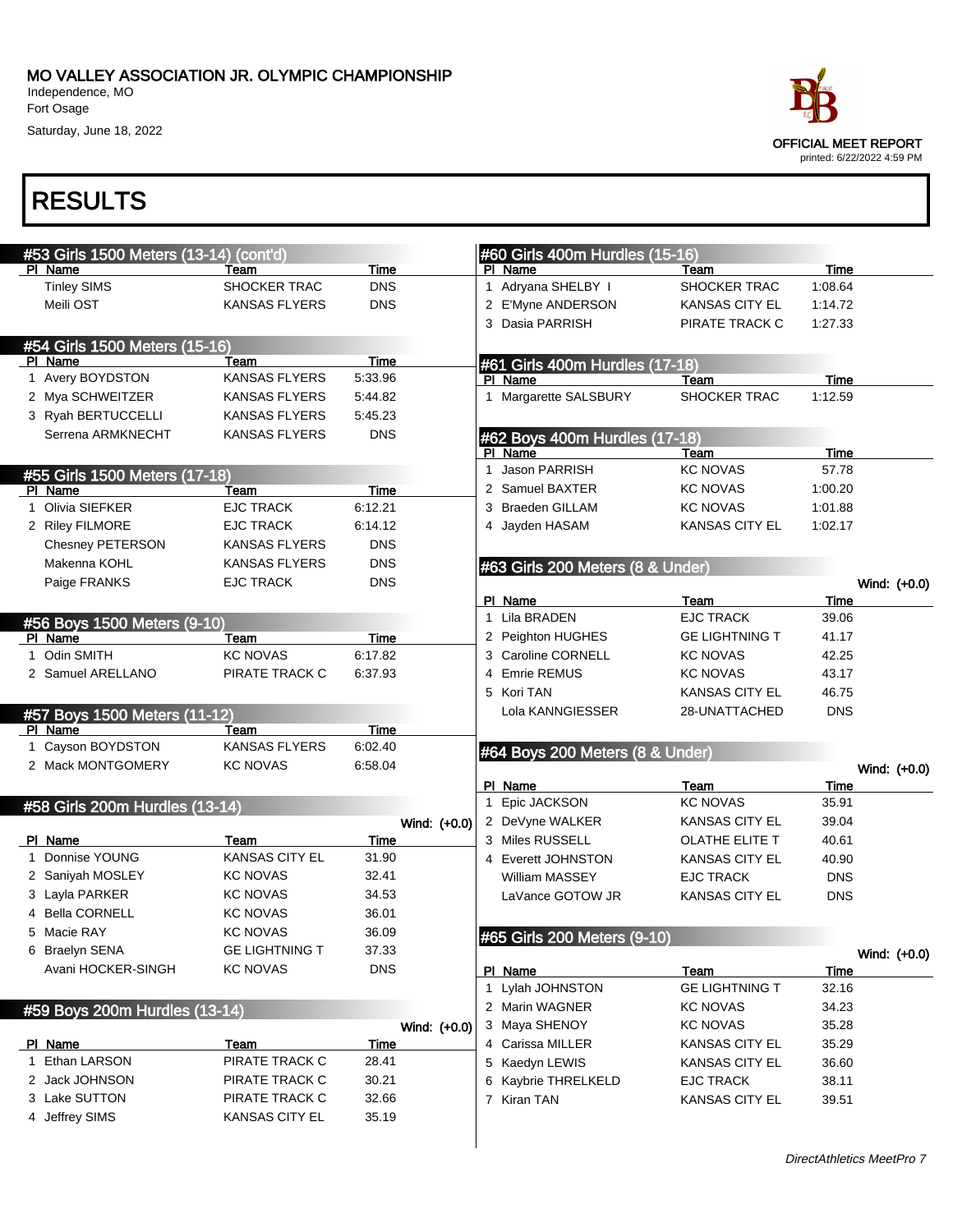# MO VALLEY ASSOCIATION JR. OLYMPIC CHAMPIONSHIP

Independence, MO
Fort Osage
Saturday, June 18, 2022

OFFICIAL MEET REPORT
printed: 6/22/2022 4:59 PM

## RESULTS

### #53 Girls 1500 Meters (13-14) (cont'd)

| Pl | Name | Team | Time |
|---|---|---|---|
| | Tinley SIMS | SHOCKER TRAC | DNS |
| | Meili OST | KANSAS FLYERS | DNS |

### #54 Girls 1500 Meters (15-16)

| Pl | Name | Team | Time |
|---|---|---|---|
| 1 | Avery BOYDSTON | KANSAS FLYERS | 5:33.96 |
| 2 | Mya SCHWEITZER | KANSAS FLYERS | 5:44.82 |
| 3 | Ryah BERTUCCELLI | KANSAS FLYERS | 5:45.23 |
| | Serrena ARMKNECHT | KANSAS FLYERS | DNS |

### #55 Girls 1500 Meters (17-18)

| Pl | Name | Team | Time |
|---|---|---|---|
| 1 | Olivia SIEFKER | EJC TRACK | 6:12.21 |
| 2 | Riley FILMORE | EJC TRACK | 6:14.12 |
| | Chesney PETERSON | KANSAS FLYERS | DNS |
| | Makenna KOHL | KANSAS FLYERS | DNS |
| | Paige FRANKS | EJC TRACK | DNS |

### #56 Boys 1500 Meters (9-10)

| Pl | Name | Team | Time |
|---|---|---|---|
| 1 | Odin SMITH | KC NOVAS | 6:17.82 |
| 2 | Samuel ARELLANO | PIRATE TRACK C | 6:37.93 |

### #57 Boys 1500 Meters (11-12)

| Pl | Name | Team | Time |
|---|---|---|---|
| 1 | Cayson BOYDSTON | KANSAS FLYERS | 6:02.40 |
| 2 | Mack MONTGOMERY | KC NOVAS | 6:58.04 |

### #58 Girls 200m Hurdles (13-14)

Wind: (+0.0)

| Pl | Name | Team | Time |
|---|---|---|---|
| 1 | Donnise YOUNG | KANSAS CITY EL | 31.90 |
| 2 | Saniyah MOSLEY | KC NOVAS | 32.41 |
| 3 | Layla PARKER | KC NOVAS | 34.53 |
| 4 | Bella CORNELL | KC NOVAS | 36.01 |
| 5 | Macie RAY | KC NOVAS | 36.09 |
| 6 | Braelyn SENA | GE LIGHTNING T | 37.33 |
| | Avani HOCKER-SINGH | KC NOVAS | DNS |

### #59 Boys 200m Hurdles (13-14)

Wind: (+0.0)

| Pl | Name | Team | Time |
|---|---|---|---|
| 1 | Ethan LARSON | PIRATE TRACK C | 28.41 |
| 2 | Jack JOHNSON | PIRATE TRACK C | 30.21 |
| 3 | Lake SUTTON | PIRATE TRACK C | 32.66 |
| 4 | Jeffrey SIMS | KANSAS CITY EL | 35.19 |

### #60 Girls 400m Hurdles (15-16)

| Pl | Name | Team | Time |
|---|---|---|---|
| 1 | Adryana SHELBY I | SHOCKER TRAC | 1:08.64 |
| 2 | E'Myne ANDERSON | KANSAS CITY EL | 1:14.72 |
| 3 | Dasia PARRISH | PIRATE TRACK C | 1:27.33 |

### #61 Girls 400m Hurdles (17-18)

| Pl | Name | Team | Time |
|---|---|---|---|
| 1 | Margarette SALSBURY | SHOCKER TRAC | 1:12.59 |

### #62 Boys 400m Hurdles (17-18)

| Pl | Name | Team | Time |
|---|---|---|---|
| 1 | Jason PARRISH | KC NOVAS | 57.78 |
| 2 | Samuel BAXTER | KC NOVAS | 1:00.20 |
| 3 | Braeden GILLAM | KC NOVAS | 1:01.88 |
| 4 | Jayden HASAM | KANSAS CITY EL | 1:02.17 |

### #63 Girls 200 Meters (8 & Under)

Wind: (+0.0)

| Pl | Name | Team | Time |
|---|---|---|---|
| 1 | Lila BRADEN | EJC TRACK | 39.06 |
| 2 | Peighton HUGHES | GE LIGHTNING T | 41.17 |
| 3 | Caroline CORNELL | KC NOVAS | 42.25 |
| 4 | Emrie REMUS | KC NOVAS | 43.17 |
| 5 | Kori TAN | KANSAS CITY EL | 46.75 |
| | Lola KANNGIESSER | 28-UNATTACHED | DNS |

### #64 Boys 200 Meters (8 & Under)

Wind: (+0.0)

| Pl | Name | Team | Time |
|---|---|---|---|
| 1 | Epic JACKSON | KC NOVAS | 35.91 |
| 2 | DeVyne WALKER | KANSAS CITY EL | 39.04 |
| 3 | Miles RUSSELL | OLATHE ELITE T | 40.61 |
| 4 | Everett JOHNSTON | KANSAS CITY EL | 40.90 |
| | William MASSEY | EJC TRACK | DNS |
| | LaVance GOTOW JR | KANSAS CITY EL | DNS |

### #65 Girls 200 Meters (9-10)

Wind: (+0.0)

| Pl | Name | Team | Time |
|---|---|---|---|
| 1 | Lylah JOHNSTON | GE LIGHTNING T | 32.16 |
| 2 | Marin WAGNER | KC NOVAS | 34.23 |
| 3 | Maya SHENOY | KC NOVAS | 35.28 |
| 4 | Carissa MILLER | KANSAS CITY EL | 35.29 |
| 5 | Kaedyn LEWIS | KANSAS CITY EL | 36.60 |
| 6 | Kaybrie THRELKELD | EJC TRACK | 38.11 |
| 7 | Kiran TAN | KANSAS CITY EL | 39.51 |

*DirectAthletics MeetPro 7*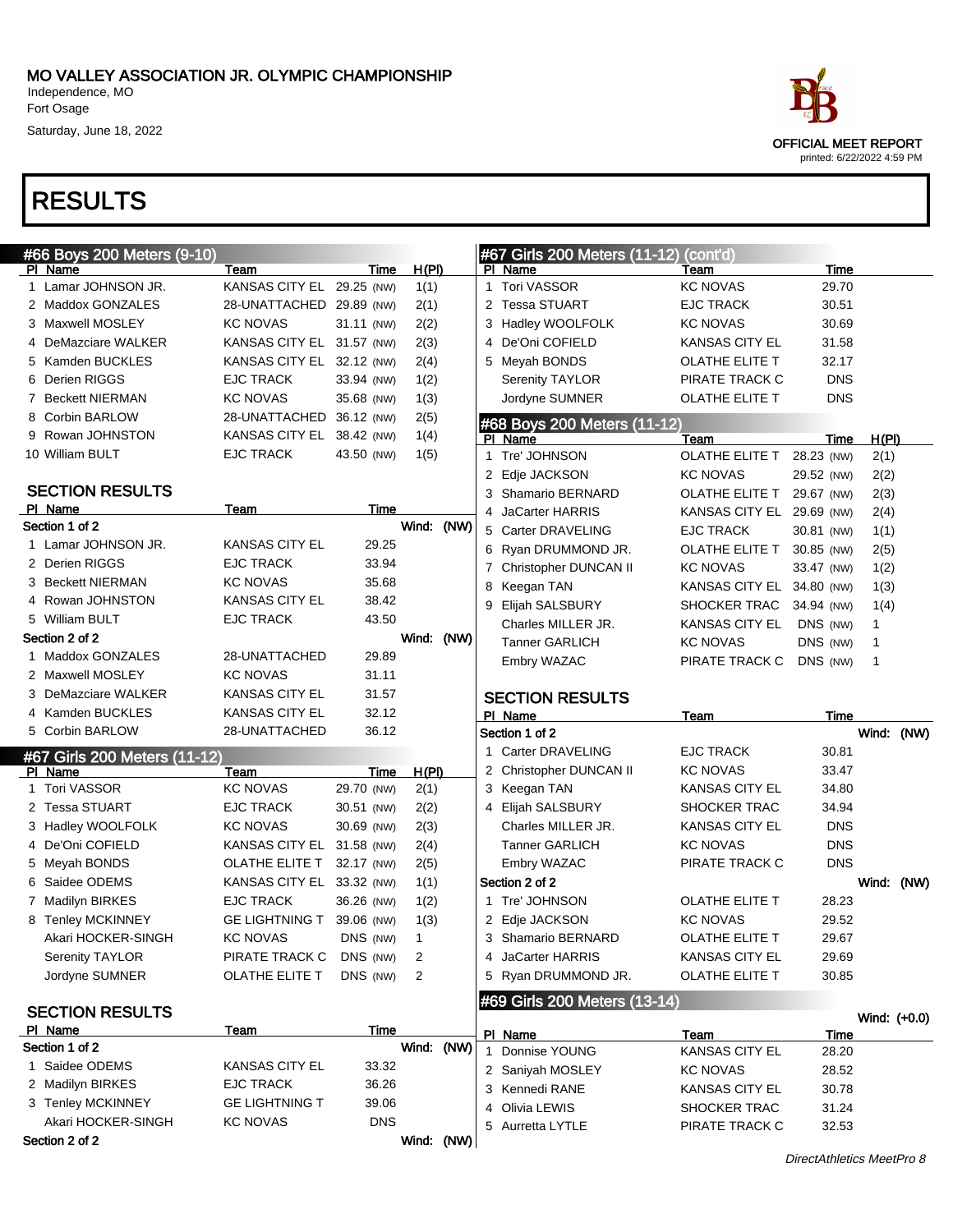# MO VALLEY ASSOCIATION JR. OLYMPIC CHAMPIONSHIP

Independence, MO
Fort Osage
Saturday, June 18, 2022

OFFICIAL MEET REPORT
printed: 6/22/2022 4:59 PM

# RESULTS

## #66 Boys 200 Meters (9-10)

| Pl | Name | Team | Time | | H(Pl) |
|---|---|---|---|---|---|
| 1 | Lamar JOHNSON JR. | KANSAS CITY EL | 29.25 | (NW) | 1(1) |
| 2 | Maddox GONZALES | 28-UNATTACHED | 29.89 | (NW) | 2(1) |
| 3 | Maxwell MOSLEY | KC NOVAS | 31.11 | (NW) | 2(2) |
| 4 | DeMazciare WALKER | KANSAS CITY EL | 31.57 | (NW) | 2(3) |
| 5 | Kamden BUCKLES | KANSAS CITY EL | 32.12 | (NW) | 2(4) |
| 6 | Derien RIGGS | EJC TRACK | 33.94 | (NW) | 1(2) |
| 7 | Beckett NIERMAN | KC NOVAS | 35.68 | (NW) | 1(3) |
| 8 | Corbin BARLOW | 28-UNATTACHED | 36.12 | (NW) | 2(5) |
| 9 | Rowan JOHNSTON | KANSAS CITY EL | 38.42 | (NW) | 1(4) |
| 10 | William BULT | EJC TRACK | 43.50 | (NW) | 1(5) |

### SECTION RESULTS

| Pl | Name | Team | Time |
|---|---|---|---|
| **Section 1 of 2** | | | Wind: (NW) |
| 1 | Lamar JOHNSON JR. | KANSAS CITY EL | 29.25 |
| 2 | Derien RIGGS | EJC TRACK | 33.94 |
| 3 | Beckett NIERMAN | KC NOVAS | 35.68 |
| 4 | Rowan JOHNSTON | KANSAS CITY EL | 38.42 |
| 5 | William BULT | EJC TRACK | 43.50 |
| **Section 2 of 2** | | | Wind: (NW) |
| 1 | Maddox GONZALES | 28-UNATTACHED | 29.89 |
| 2 | Maxwell MOSLEY | KC NOVAS | 31.11 |
| 3 | DeMazciare WALKER | KANSAS CITY EL | 31.57 |
| 4 | Kamden BUCKLES | KANSAS CITY EL | 32.12 |
| 5 | Corbin BARLOW | 28-UNATTACHED | 36.12 |

## #67 Girls 200 Meters (11-12)

| Pl | Name | Team | Time | | H(Pl) |
|---|---|---|---|---|---|
| 1 | Tori VASSOR | KC NOVAS | 29.70 | (NW) | 2(1) |
| 2 | Tessa STUART | EJC TRACK | 30.51 | (NW) | 2(2) |
| 3 | Hadley WOOLFOLK | KC NOVAS | 30.69 | (NW) | 2(3) |
| 4 | De'Oni COFIELD | KANSAS CITY EL | 31.58 | (NW) | 2(4) |
| 5 | Meyah BONDS | OLATHE ELITE T | 32.17 | (NW) | 2(5) |
| 6 | Saidee ODEMS | KANSAS CITY EL | 33.32 | (NW) | 1(1) |
| 7 | Madilyn BIRKES | EJC TRACK | 36.26 | (NW) | 1(2) |
| 8 | Tenley MCKINNEY | GE LIGHTNING T | 39.06 | (NW) | 1(3) |
| | Akari HOCKER-SINGH | KC NOVAS | DNS | (NW) | 1 |
| | Serenity TAYLOR | PIRATE TRACK C | DNS | (NW) | 2 |
| | Jordyne SUMNER | OLATHE ELITE T | DNS | (NW) | 2 |

### SECTION RESULTS

| Pl | Name | Team | Time |
|---|---|---|---|
| **Section 1 of 2** | | | Wind: (NW) |
| 1 | Saidee ODEMS | KANSAS CITY EL | 33.32 |
| 2 | Madilyn BIRKES | EJC TRACK | 36.26 |
| 3 | Tenley MCKINNEY | GE LIGHTNING T | 39.06 |
| | Akari HOCKER-SINGH | KC NOVAS | DNS |
| **Section 2 of 2** | | | Wind: (NW) |
| 1 | Tori VASSOR | KC NOVAS | 29.70 |
| 2 | Tessa STUART | EJC TRACK | 30.51 |
| 3 | Hadley WOOLFOLK | KC NOVAS | 30.69 |
| 4 | De'Oni COFIELD | KANSAS CITY EL | 31.58 |
| 5 | Meyah BONDS | OLATHE ELITE T | 32.17 |
| | Serenity TAYLOR | PIRATE TRACK C | DNS |
| | Jordyne SUMNER | OLATHE ELITE T | DNS |

## #68 Boys 200 Meters (11-12)

| Pl | Name | Team | Time | | H(Pl) |
|---|---|---|---|---|---|
| 1 | Tre' JOHNSON | OLATHE ELITE T | 28.23 | (NW) | 2(1) |
| 2 | Edje JACKSON | KC NOVAS | 29.52 | (NW) | 2(2) |
| 3 | Shamario BERNARD | OLATHE ELITE T | 29.67 | (NW) | 2(3) |
| 4 | JaCarter HARRIS | KANSAS CITY EL | 29.69 | (NW) | 2(4) |
| 5 | Carter DRAVELING | EJC TRACK | 30.81 | (NW) | 1(1) |
| 6 | Ryan DRUMMOND JR. | OLATHE ELITE T | 30.85 | (NW) | 2(5) |
| 7 | Christopher DUNCAN II | KC NOVAS | 33.47 | (NW) | 1(2) |
| 8 | Keegan TAN | KANSAS CITY EL | 34.80 | (NW) | 1(3) |
| 9 | Elijah SALSBURY | SHOCKER TRAC | 34.94 | (NW) | 1(4) |
| | Charles MILLER JR. | KANSAS CITY EL | DNS | (NW) | 1 |
| | Tanner GARLICH | KC NOVAS | DNS | (NW) | 1 |
| | Embry WAZAC | PIRATE TRACK C | DNS | (NW) | 1 |

### SECTION RESULTS

| Pl | Name | Team | Time |
|---|---|---|---|
| **Section 1 of 2** | | | Wind: (NW) |
| 1 | Carter DRAVELING | EJC TRACK | 30.81 |
| 2 | Christopher DUNCAN II | KC NOVAS | 33.47 |
| 3 | Keegan TAN | KANSAS CITY EL | 34.80 |
| 4 | Elijah SALSBURY | SHOCKER TRAC | 34.94 |
| | Charles MILLER JR. | KANSAS CITY EL | DNS |
| | Tanner GARLICH | KC NOVAS | DNS |
| | Embry WAZAC | PIRATE TRACK C | DNS |
| **Section 2 of 2** | | | Wind: (NW) |
| 1 | Tre' JOHNSON | OLATHE ELITE T | 28.23 |
| 2 | Edje JACKSON | KC NOVAS | 29.52 |
| 3 | Shamario BERNARD | OLATHE ELITE T | 29.67 |
| 4 | JaCarter HARRIS | KANSAS CITY EL | 29.69 |
| 5 | Ryan DRUMMOND JR. | OLATHE ELITE T | 30.85 |

## #69 Girls 200 Meters (13-14)

Wind: (+0.0)

| Pl | Name | Team | Time |
|---|---|---|---|
| 1 | Donnise YOUNG | KANSAS CITY EL | 28.20 |
| 2 | Saniyah MOSLEY | KC NOVAS | 28.52 |
| 3 | Kennedi RANE | KANSAS CITY EL | 30.78 |
| 4 | Olivia LEWIS | SHOCKER TRAC | 31.24 |
| 5 | Aurretta LYTLE | PIRATE TRACK C | 32.53 |

*DirectAthletics MeetPro 8*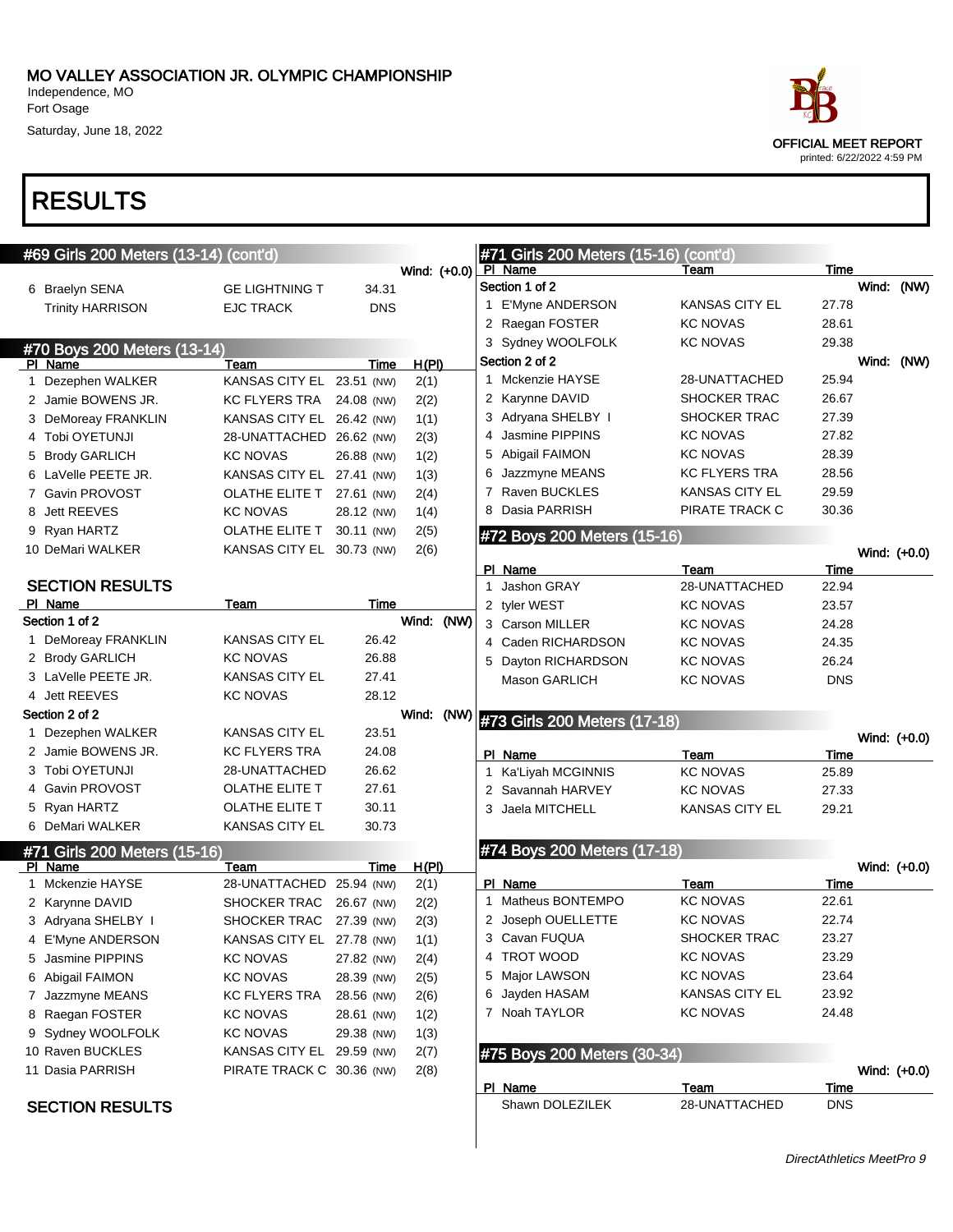# RESULTS

## #69 Girls 200 Meters (13-14) (cont'd)

Wind: (+0.0)

| Pl | Name | Team | Time |
|---|---|---|---|
| 6 | Braelyn SENA | GE LIGHTNING T | 34.31 |
| | Trinity HARRISON | EJC TRACK | DNS |

## #70 Boys 200 Meters (13-14)

| Pl | Name | Team | Time | | H(Pl) |
|---|---|---|---|---|---|
| 1 | Dezephen WALKER | KANSAS CITY EL | 23.51 | (NW) | 2(1) |
| 2 | Jamie BOWENS JR. | KC FLYERS TRA | 24.08 | (NW) | 2(2) |
| 3 | DeMoreay FRANKLIN | KANSAS CITY EL | 26.42 | (NW) | 1(1) |
| 4 | Tobi OYETUNJI | 28-UNATTACHED | 26.62 | (NW) | 2(3) |
| 5 | Brody GARLICH | KC NOVAS | 26.88 | (NW) | 1(2) |
| 6 | LaVelle PEETE JR. | KANSAS CITY EL | 27.41 | (NW) | 1(3) |
| 7 | Gavin PROVOST | OLATHE ELITE T | 27.61 | (NW) | 2(4) |
| 8 | Jett REEVES | KC NOVAS | 28.12 | (NW) | 1(4) |
| 9 | Ryan HARTZ | OLATHE ELITE T | 30.11 | (NW) | 2(5) |
| 10 | DeMari WALKER | KANSAS CITY EL | 30.73 | (NW) | 2(6) |

### SECTION RESULTS

| Pl | Name | Team | Time |
|---|---|---|---|
| **Section 1 of 2** | | | Wind: (NW) |
| 1 | DeMoreay FRANKLIN | KANSAS CITY EL | 26.42 |
| 2 | Brody GARLICH | KC NOVAS | 26.88 |
| 3 | LaVelle PEETE JR. | KANSAS CITY EL | 27.41 |
| 4 | Jett REEVES | KC NOVAS | 28.12 |
| **Section 2 of 2** | | | Wind: (NW) |
| 1 | Dezephen WALKER | KANSAS CITY EL | 23.51 |
| 2 | Jamie BOWENS JR. | KC FLYERS TRA | 24.08 |
| 3 | Tobi OYETUNJI | 28-UNATTACHED | 26.62 |
| 4 | Gavin PROVOST | OLATHE ELITE T | 27.61 |
| 5 | Ryan HARTZ | OLATHE ELITE T | 30.11 |
| 6 | DeMari WALKER | KANSAS CITY EL | 30.73 |

## #71 Girls 200 Meters (15-16)

| Pl | Name | Team | Time | | H(Pl) |
|---|---|---|---|---|---|
| 1 | Mckenzie HAYSE | 28-UNATTACHED | 25.94 | (NW) | 2(1) |
| 2 | Karynne DAVID | SHOCKER TRAC | 26.67 | (NW) | 2(2) |
| 3 | Adryana SHELBY I | SHOCKER TRAC | 27.39 | (NW) | 2(3) |
| 4 | E'Myne ANDERSON | KANSAS CITY EL | 27.78 | (NW) | 1(1) |
| 5 | Jasmine PIPPINS | KC NOVAS | 27.82 | (NW) | 2(4) |
| 6 | Abigail FAIMON | KC NOVAS | 28.39 | (NW) | 2(5) |
| 7 | Jazzmyne MEANS | KC FLYERS TRA | 28.56 | (NW) | 2(6) |
| 8 | Raegan FOSTER | KC NOVAS | 28.61 | (NW) | 1(2) |
| 9 | Sydney WOOLFOLK | KC NOVAS | 29.38 | (NW) | 1(3) |
| 10 | Raven BUCKLES | KANSAS CITY EL | 29.59 | (NW) | 2(7) |
| 11 | Dasia PARRISH | PIRATE TRACK C | 30.36 | (NW) | 2(8) |

### SECTION RESULTS

## #71 Girls 200 Meters (15-16) (cont'd)

| Pl | Name | Team | Time |
|---|---|---|---|
| **Section 1 of 2** | | | Wind: (NW) |
| 1 | E'Myne ANDERSON | KANSAS CITY EL | 27.78 |
| 2 | Raegan FOSTER | KC NOVAS | 28.61 |
| 3 | Sydney WOOLFOLK | KC NOVAS | 29.38 |
| **Section 2 of 2** | | | Wind: (NW) |
| 1 | Mckenzie HAYSE | 28-UNATTACHED | 25.94 |
| 2 | Karynne DAVID | SHOCKER TRAC | 26.67 |
| 3 | Adryana SHELBY I | SHOCKER TRAC | 27.39 |
| 4 | Jasmine PIPPINS | KC NOVAS | 27.82 |
| 5 | Abigail FAIMON | KC NOVAS | 28.39 |
| 6 | Jazzmyne MEANS | KC FLYERS TRA | 28.56 |
| 7 | Raven BUCKLES | KANSAS CITY EL | 29.59 |
| 8 | Dasia PARRISH | PIRATE TRACK C | 30.36 |

## #72 Boys 200 Meters (15-16)

Wind: (+0.0)

| Pl | Name | Team | Time |
|---|---|---|---|
| 1 | Jashon GRAY | 28-UNATTACHED | 22.94 |
| 2 | tyler WEST | KC NOVAS | 23.57 |
| 3 | Carson MILLER | KC NOVAS | 24.28 |
| 4 | Caden RICHARDSON | KC NOVAS | 24.35 |
| 5 | Dayton RICHARDSON | KC NOVAS | 26.24 |
| | Mason GARLICH | KC NOVAS | DNS |

## #73 Girls 200 Meters (17-18)

Wind: (+0.0)

| Pl | Name | Team | Time |
|---|---|---|---|
| 1 | Ka'Liyah MCGINNIS | KC NOVAS | 25.89 |
| 2 | Savannah HARVEY | KC NOVAS | 27.33 |
| 3 | Jaela MITCHELL | KANSAS CITY EL | 29.21 |

## #74 Boys 200 Meters (17-18)

Wind: (+0.0)

| Pl | Name | Team | Time |
|---|---|---|---|
| 1 | Matheus BONTEMPO | KC NOVAS | 22.61 |
| 2 | Joseph OUELLETTE | KC NOVAS | 22.74 |
| 3 | Cavan FUQUA | SHOCKER TRAC | 23.27 |
| 4 | TROT WOOD | KC NOVAS | 23.29 |
| 5 | Major LAWSON | KC NOVAS | 23.64 |
| 6 | Jayden HASAM | KANSAS CITY EL | 23.92 |
| 7 | Noah TAYLOR | KC NOVAS | 24.48 |

## #75 Boys 200 Meters (30-34)

Wind: (+0.0)

| Pl | Name | Team | Time |
|---|---|---|---|
| | Shawn DOLEZILEK | 28-UNATTACHED | DNS |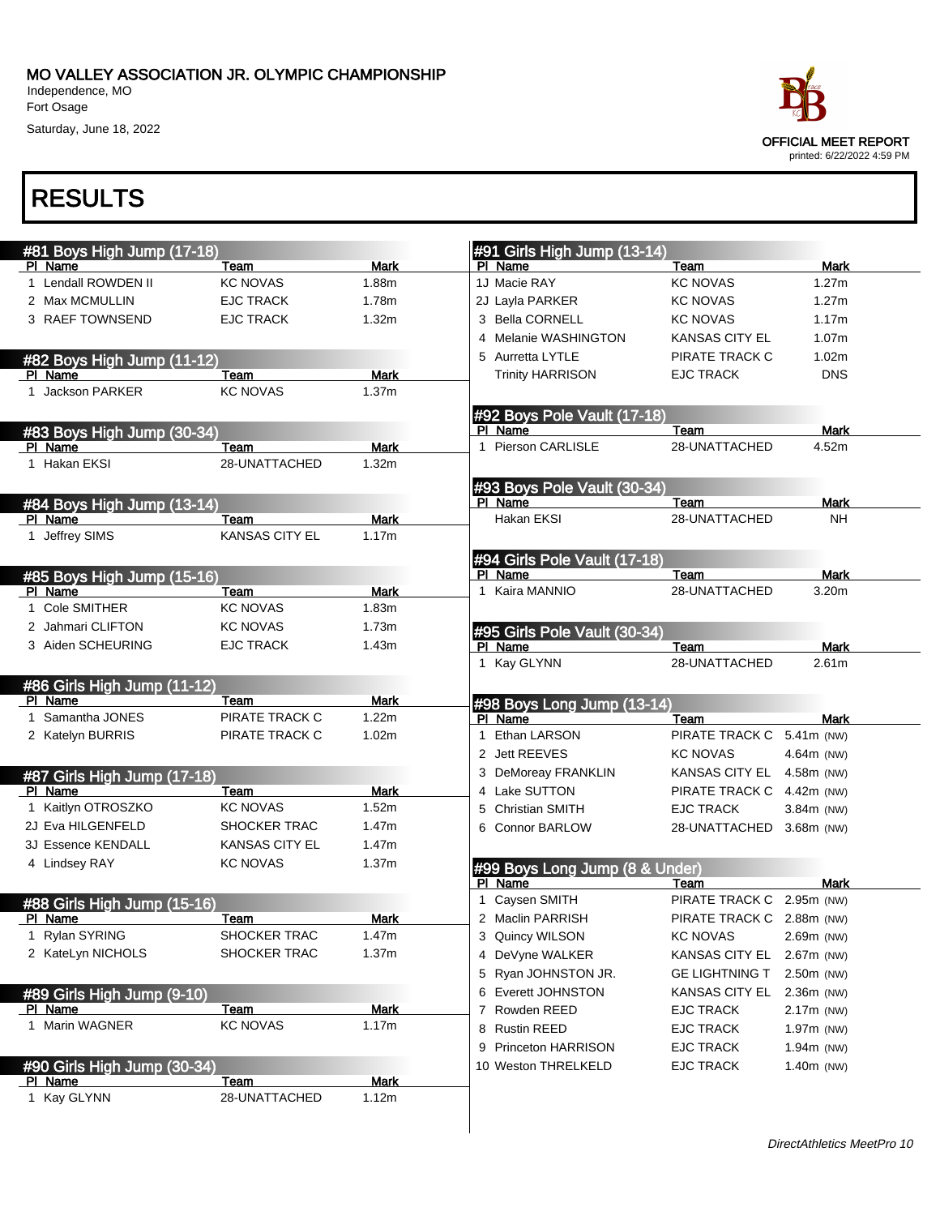# MO VALLEY ASSOCIATION JR. OLYMPIC CHAMPIONSHIP

Independence, MO
Fort Osage
Saturday, June 18, 2022

OFFICIAL MEET REPORT
printed: 6/22/2022 4:59 PM

# RESULTS

## #81 Boys High Jump (17-18)

| Pl | Name | Team | Mark |
|---|---|---|---|
| 1 | Lendall ROWDEN II | KC NOVAS | 1.88m |
| 2 | Max MCMULLIN | EJC TRACK | 1.78m |
| 3 | RAEF TOWNSEND | EJC TRACK | 1.32m |

## #82 Boys High Jump (11-12)

| Pl | Name | Team | Mark |
|---|---|---|---|
| 1 | Jackson PARKER | KC NOVAS | 1.37m |

## #83 Boys High Jump (30-34)

| Pl | Name | Team | Mark |
|---|---|---|---|
| 1 | Hakan EKSI | 28-UNATTACHED | 1.32m |

## #84 Boys High Jump (13-14)

| Pl | Name | Team | Mark |
|---|---|---|---|
| 1 | Jeffrey SIMS | KANSAS CITY EL | 1.17m |

## #85 Boys High Jump (15-16)

| Pl | Name | Team | Mark |
|---|---|---|---|
| 1 | Cole SMITHER | KC NOVAS | 1.83m |
| 2 | Jahmari CLIFTON | KC NOVAS | 1.73m |
| 3 | Aiden SCHEURING | EJC TRACK | 1.43m |

## #86 Girls High Jump (11-12)

| Pl | Name | Team | Mark |
|---|---|---|---|
| 1 | Samantha JONES | PIRATE TRACK C | 1.22m |
| 2 | Katelyn BURRIS | PIRATE TRACK C | 1.02m |

## #87 Girls High Jump (17-18)

| Pl | Name | Team | Mark |
|---|---|---|---|
| 1 | Kaitlyn OTROSZKO | KC NOVAS | 1.52m |
| 2J | Eva HILGENFELD | SHOCKER TRAC | 1.47m |
| 3J | Essence KENDALL | KANSAS CITY EL | 1.47m |
| 4 | Lindsey RAY | KC NOVAS | 1.37m |

## #88 Girls High Jump (15-16)

| Pl | Name | Team | Mark |
|---|---|---|---|
| 1 | Rylan SYRING | SHOCKER TRAC | 1.47m |
| 2 | KateLyn NICHOLS | SHOCKER TRAC | 1.37m |

## #89 Girls High Jump (9-10)

| Pl | Name | Team | Mark |
|---|---|---|---|
| 1 | Marin WAGNER | KC NOVAS | 1.17m |

## #90 Girls High Jump (30-34)

| Pl | Name | Team | Mark |
|---|---|---|---|
| 1 | Kay GLYNN | 28-UNATTACHED | 1.12m |

## #91 Girls High Jump (13-14)

| Pl | Name | Team | Mark |
|---|---|---|---|
| 1J | Macie RAY | KC NOVAS | 1.27m |
| 2J | Layla PARKER | KC NOVAS | 1.27m |
| 3 | Bella CORNELL | KC NOVAS | 1.17m |
| 4 | Melanie WASHINGTON | KANSAS CITY EL | 1.07m |
| 5 | Aurretta LYTLE | PIRATE TRACK C | 1.02m |
| | Trinity HARRISON | EJC TRACK | DNS |

## #92 Boys Pole Vault (17-18)

| Pl | Name | Team | Mark |
|---|---|---|---|
| 1 | Pierson CARLISLE | 28-UNATTACHED | 4.52m |

## #93 Boys Pole Vault (30-34)

| Pl | Name | Team | Mark |
|---|---|---|---|
| | Hakan EKSI | 28-UNATTACHED | NH |

## #94 Girls Pole Vault (17-18)

| Pl | Name | Team | Mark |
|---|---|---|---|
| 1 | Kaira MANNIO | 28-UNATTACHED | 3.20m |

## #95 Girls Pole Vault (30-34)

| Pl | Name | Team | Mark |
|---|---|---|---|
| 1 | Kay GLYNN | 28-UNATTACHED | 2.61m |

## #98 Boys Long Jump (13-14)

| Pl | Name | Team | Mark |
|---|---|---|---|
| 1 | Ethan LARSON | PIRATE TRACK C | 5.41m (NW) |
| 2 | Jett REEVES | KC NOVAS | 4.64m (NW) |
| 3 | DeMoreay FRANKLIN | KANSAS CITY EL | 4.58m (NW) |
| 4 | Lake SUTTON | PIRATE TRACK C | 4.42m (NW) |
| 5 | Christian SMITH | EJC TRACK | 3.84m (NW) |
| 6 | Connor BARLOW | 28-UNATTACHED | 3.68m (NW) |

## #99 Boys Long Jump (8 & Under)

| Pl | Name | Team | Mark |
|---|---|---|---|
| 1 | Caysen SMITH | PIRATE TRACK C | 2.95m (NW) |
| 2 | Maclin PARRISH | PIRATE TRACK C | 2.88m (NW) |
| 3 | Quincy WILSON | KC NOVAS | 2.69m (NW) |
| 4 | DeVyne WALKER | KANSAS CITY EL | 2.67m (NW) |
| 5 | Ryan JOHNSTON JR. | GE LIGHTNING T | 2.50m (NW) |
| 6 | Everett JOHNSTON | KANSAS CITY EL | 2.36m (NW) |
| 7 | Rowden REED | EJC TRACK | 2.17m (NW) |
| 8 | Rustin REED | EJC TRACK | 1.97m (NW) |
| 9 | Princeton HARRISON | EJC TRACK | 1.94m (NW) |
| 10 | Weston THRELKELD | EJC TRACK | 1.40m (NW) |

*DirectAthletics MeetPro 10*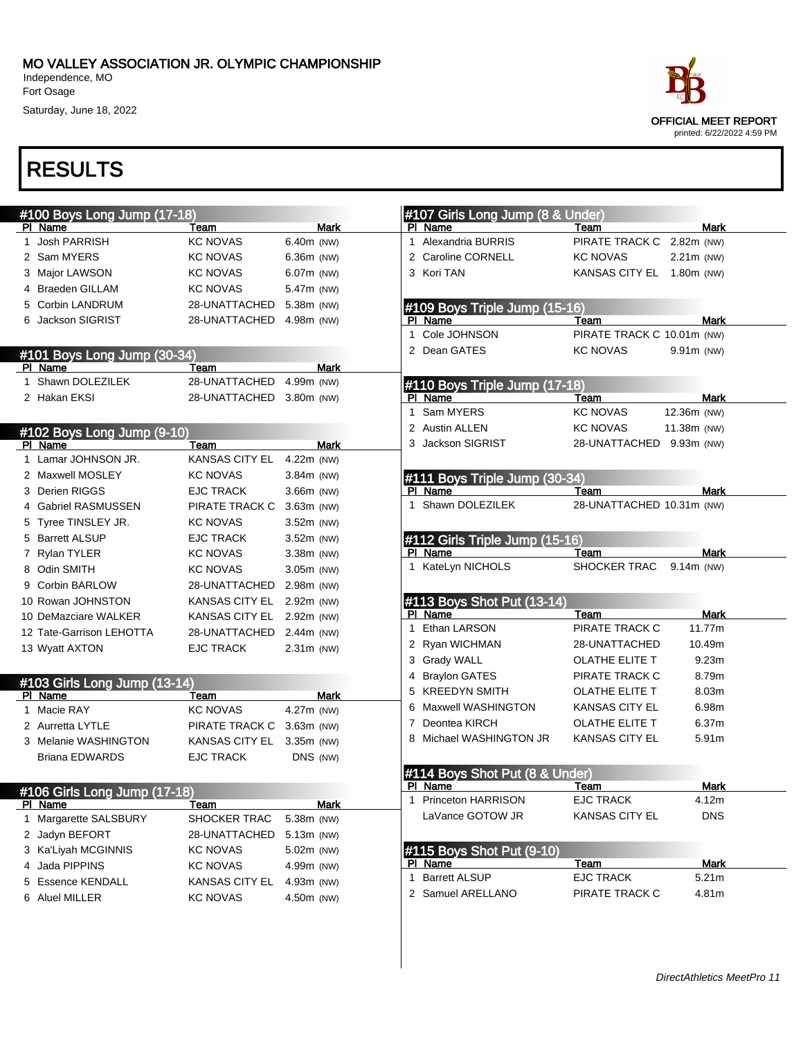MO VALLEY ASSOCIATION JR. OLYMPIC CHAMPIONSHIP
Independence, MO
Fort Osage
Saturday, June 18, 2022

OFFICIAL MEET REPORT
printed: 6/22/2022 4:59 PM

# RESULTS

## #100 Boys Long Jump (17-18)

| Pl | Name | Team | Mark |
|---|---|---|---|
| 1 | Josh PARRISH | KC NOVAS | 6.40m (NW) |
| 2 | Sam MYERS | KC NOVAS | 6.36m (NW) |
| 3 | Major LAWSON | KC NOVAS | 6.07m (NW) |
| 4 | Braeden GILLAM | KC NOVAS | 5.47m (NW) |
| 5 | Corbin LANDRUM | 28-UNATTACHED | 5.38m (NW) |
| 6 | Jackson SIGRIST | 28-UNATTACHED | 4.98m (NW) |

## #101 Boys Long Jump (30-34)

| Pl | Name | Team | Mark |
|---|---|---|---|
| 1 | Shawn DOLEZILEK | 28-UNATTACHED | 4.99m (NW) |
| 2 | Hakan EKSI | 28-UNATTACHED | 3.80m (NW) |

## #102 Boys Long Jump (9-10)

| Pl | Name | Team | Mark |
|---|---|---|---|
| 1 | Lamar JOHNSON JR. | KANSAS CITY EL | 4.22m (NW) |
| 2 | Maxwell MOSLEY | KC NOVAS | 3.84m (NW) |
| 3 | Derien RIGGS | EJC TRACK | 3.66m (NW) |
| 4 | Gabriel RASMUSSEN | PIRATE TRACK C | 3.63m (NW) |
| 5 | Tyree TINSLEY JR. | KC NOVAS | 3.52m (NW) |
| 5 | Barrett ALSUP | EJC TRACK | 3.52m (NW) |
| 7 | Rylan TYLER | KC NOVAS | 3.38m (NW) |
| 8 | Odin SMITH | KC NOVAS | 3.05m (NW) |
| 9 | Corbin BARLOW | 28-UNATTACHED | 2.98m (NW) |
| 10 | Rowan JOHNSTON | KANSAS CITY EL | 2.92m (NW) |
| 10 | DeMazciare WALKER | KANSAS CITY EL | 2.92m (NW) |
| 12 | Tate-Garrison LEHOTTA | 28-UNATTACHED | 2.44m (NW) |
| 13 | Wyatt AXTON | EJC TRACK | 2.31m (NW) |

## #103 Girls Long Jump (13-14)

| Pl | Name | Team | Mark |
|---|---|---|---|
| 1 | Macie RAY | KC NOVAS | 4.27m (NW) |
| 2 | Aurretta LYTLE | PIRATE TRACK C | 3.63m (NW) |
| 3 | Melanie WASHINGTON | KANSAS CITY EL | 3.35m (NW) |
| | Briana EDWARDS | EJC TRACK | DNS (NW) |

## #106 Girls Long Jump (17-18)

| Pl | Name | Team | Mark |
|---|---|---|---|
| 1 | Margarette SALSBURY | SHOCKER TRAC | 5.38m (NW) |
| 2 | Jadyn BEFORT | 28-UNATTACHED | 5.13m (NW) |
| 3 | Ka'Liyah MCGINNIS | KC NOVAS | 5.02m (NW) |
| 4 | Jada PIPPINS | KC NOVAS | 4.99m (NW) |
| 5 | Essence KENDALL | KANSAS CITY EL | 4.93m (NW) |
| 6 | Aluel MILLER | KC NOVAS | 4.50m (NW) |

## #107 Girls Long Jump (8 & Under)

| Pl | Name | Team | Mark |
|---|---|---|---|
| 1 | Alexandria BURRIS | PIRATE TRACK C | 2.82m (NW) |
| 2 | Caroline CORNELL | KC NOVAS | 2.21m (NW) |
| 3 | Kori TAN | KANSAS CITY EL | 1.80m (NW) |

## #109 Boys Triple Jump (15-16)

| Pl | Name | Team | Mark |
|---|---|---|---|
| 1 | Cole JOHNSON | PIRATE TRACK C | 10.01m (NW) |
| 2 | Dean GATES | KC NOVAS | 9.91m (NW) |

## #110 Boys Triple Jump (17-18)

| Pl | Name | Team | Mark |
|---|---|---|---|
| 1 | Sam MYERS | KC NOVAS | 12.36m (NW) |
| 2 | Austin ALLEN | KC NOVAS | 11.38m (NW) |
| 3 | Jackson SIGRIST | 28-UNATTACHED | 9.93m (NW) |

## #111 Boys Triple Jump (30-34)

| Pl | Name | Team | Mark |
|---|---|---|---|
| 1 | Shawn DOLEZILEK | 28-UNATTACHED | 10.31m (NW) |

## #112 Girls Triple Jump (15-16)

| Pl | Name | Team | Mark |
|---|---|---|---|
| 1 | KateLyn NICHOLS | SHOCKER TRAC | 9.14m (NW) |

## #113 Boys Shot Put (13-14)

| Pl | Name | Team | Mark |
|---|---|---|---|
| 1 | Ethan LARSON | PIRATE TRACK C | 11.77m |
| 2 | Ryan WICHMAN | 28-UNATTACHED | 10.49m |
| 3 | Grady WALL | OLATHE ELITE T | 9.23m |
| 4 | Braylon GATES | PIRATE TRACK C | 8.79m |
| 5 | KREEDYN SMITH | OLATHE ELITE T | 8.03m |
| 6 | Maxwell WASHINGTON | KANSAS CITY EL | 6.98m |
| 7 | Deontea KIRCH | OLATHE ELITE T | 6.37m |
| 8 | Michael WASHINGTON JR | KANSAS CITY EL | 5.91m |

## #114 Boys Shot Put (8 & Under)

| Pl | Name | Team | Mark |
|---|---|---|---|
| 1 | Princeton HARRISON | EJC TRACK | 4.12m |
| | LaVance GOTOW JR | KANSAS CITY EL | DNS |

## #115 Boys Shot Put (9-10)

| Pl | Name | Team | Mark |
|---|---|---|---|
| 1 | Barrett ALSUP | EJC TRACK | 5.21m |
| 2 | Samuel ARELLANO | PIRATE TRACK C | 4.81m |

*DirectAthletics MeetPro 11*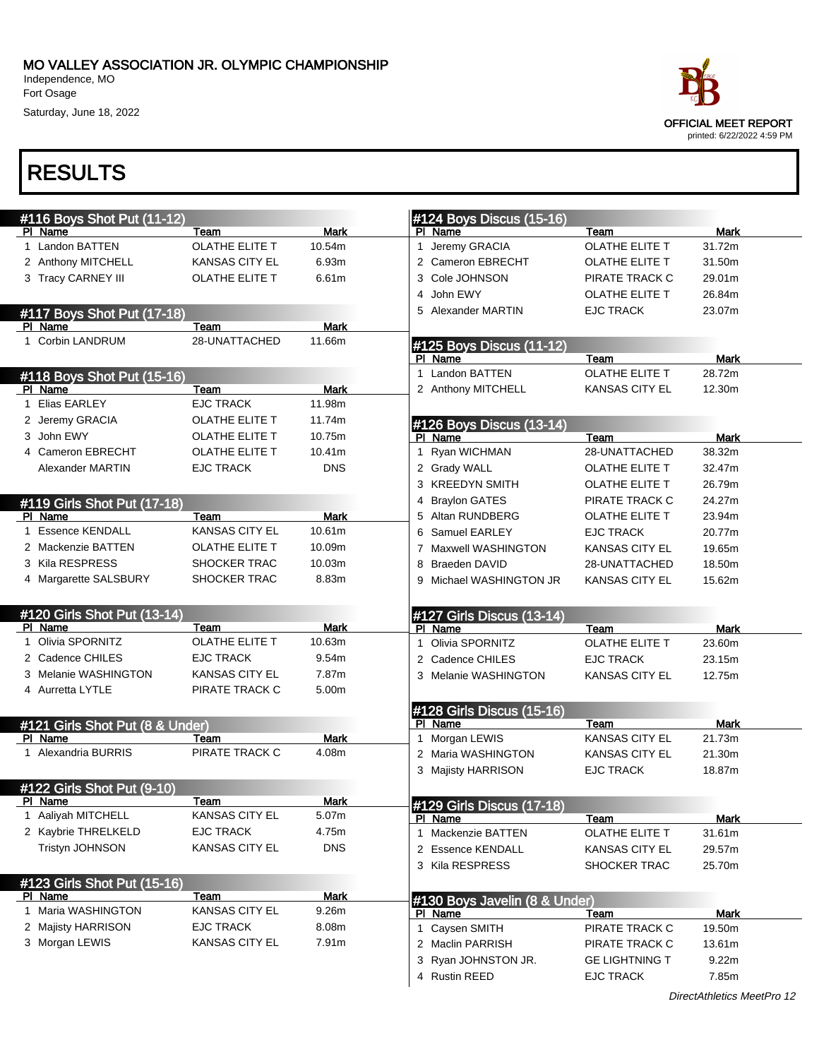# MO VALLEY ASSOCIATION JR. OLYMPIC CHAMPIONSHIP

Independence, MO
Fort Osage
Saturday, June 18, 2022

OFFICIAL MEET REPORT
printed: 6/22/2022 4:59 PM

# RESULTS

## #116 Boys Shot Put (11-12)

| Pl | Name | Team | Mark |
|---|---|---|---|
| 1 | Landon BATTEN | OLATHE ELITE T | 10.54m |
| 2 | Anthony MITCHELL | KANSAS CITY EL | 6.93m |
| 3 | Tracy CARNEY III | OLATHE ELITE T | 6.61m |

## #117 Boys Shot Put (17-18)

| Pl | Name | Team | Mark |
|---|---|---|---|
| 1 | Corbin LANDRUM | 28-UNATTACHED | 11.66m |

## #118 Boys Shot Put (15-16)

| Pl | Name | Team | Mark |
|---|---|---|---|
| 1 | Elias EARLEY | EJC TRACK | 11.98m |
| 2 | Jeremy GRACIA | OLATHE ELITE T | 11.74m |
| 3 | John EWY | OLATHE ELITE T | 10.75m |
| 4 | Cameron EBRECHT | OLATHE ELITE T | 10.41m |
| | Alexander MARTIN | EJC TRACK | DNS |

## #119 Girls Shot Put (17-18)

| Pl | Name | Team | Mark |
|---|---|---|---|
| 1 | Essence KENDALL | KANSAS CITY EL | 10.61m |
| 2 | Mackenzie BATTEN | OLATHE ELITE T | 10.09m |
| 3 | Kila RESPRESS | SHOCKER TRAC | 10.03m |
| 4 | Margarette SALSBURY | SHOCKER TRAC | 8.83m |

## #120 Girls Shot Put (13-14)

| Pl | Name | Team | Mark |
|---|---|---|---|
| 1 | Olivia SPORNITZ | OLATHE ELITE T | 10.63m |
| 2 | Cadence CHILES | EJC TRACK | 9.54m |
| 3 | Melanie WASHINGTON | KANSAS CITY EL | 7.87m |
| 4 | Aurretta LYTLE | PIRATE TRACK C | 5.00m |

## #121 Girls Shot Put (8 & Under)

| Pl | Name | Team | Mark |
|---|---|---|---|
| 1 | Alexandria BURRIS | PIRATE TRACK C | 4.08m |

## #122 Girls Shot Put (9-10)

| Pl | Name | Team | Mark |
|---|---|---|---|
| 1 | Aaliyah MITCHELL | KANSAS CITY EL | 5.07m |
| 2 | Kaybrie THRELKELD | EJC TRACK | 4.75m |
| | Tristyn JOHNSON | KANSAS CITY EL | DNS |

## #123 Girls Shot Put (15-16)

| Pl | Name | Team | Mark |
|---|---|---|---|
| 1 | Maria WASHINGTON | KANSAS CITY EL | 9.26m |
| 2 | Majisty HARRISON | EJC TRACK | 8.08m |
| 3 | Morgan LEWIS | KANSAS CITY EL | 7.91m |

## #124 Boys Discus (15-16)

| Pl | Name | Team | Mark |
|---|---|---|---|
| 1 | Jeremy GRACIA | OLATHE ELITE T | 31.72m |
| 2 | Cameron EBRECHT | OLATHE ELITE T | 31.50m |
| 3 | Cole JOHNSON | PIRATE TRACK C | 29.01m |
| 4 | John EWY | OLATHE ELITE T | 26.84m |
| 5 | Alexander MARTIN | EJC TRACK | 23.07m |

## #125 Boys Discus (11-12)

| Pl | Name | Team | Mark |
|---|---|---|---|
| 1 | Landon BATTEN | OLATHE ELITE T | 28.72m |
| 2 | Anthony MITCHELL | KANSAS CITY EL | 12.30m |

## #126 Boys Discus (13-14)

| Pl | Name | Team | Mark |
|---|---|---|---|
| 1 | Ryan WICHMAN | 28-UNATTACHED | 38.32m |
| 2 | Grady WALL | OLATHE ELITE T | 32.47m |
| 3 | KREEDYN SMITH | OLATHE ELITE T | 26.79m |
| 4 | Braylon GATES | PIRATE TRACK C | 24.27m |
| 5 | Altan RUNDBERG | OLATHE ELITE T | 23.94m |
| 6 | Samuel EARLEY | EJC TRACK | 20.77m |
| 7 | Maxwell WASHINGTON | KANSAS CITY EL | 19.65m |
| 8 | Braeden DAVID | 28-UNATTACHED | 18.50m |
| 9 | Michael WASHINGTON JR | KANSAS CITY EL | 15.62m |

## #127 Girls Discus (13-14)

| Pl | Name | Team | Mark |
|---|---|---|---|
| 1 | Olivia SPORNITZ | OLATHE ELITE T | 23.60m |
| 2 | Cadence CHILES | EJC TRACK | 23.15m |
| 3 | Melanie WASHINGTON | KANSAS CITY EL | 12.75m |

## #128 Girls Discus (15-16)

| Pl | Name | Team | Mark |
|---|---|---|---|
| 1 | Morgan LEWIS | KANSAS CITY EL | 21.73m |
| 2 | Maria WASHINGTON | KANSAS CITY EL | 21.30m |
| 3 | Majisty HARRISON | EJC TRACK | 18.87m |

## #129 Girls Discus (17-18)

| Pl | Name | Team | Mark |
|---|---|---|---|
| 1 | Mackenzie BATTEN | OLATHE ELITE T | 31.61m |
| 2 | Essence KENDALL | KANSAS CITY EL | 29.57m |
| 3 | Kila RESPRESS | SHOCKER TRAC | 25.70m |

## #130 Boys Javelin (8 & Under)

| Pl | Name | Team | Mark |
|---|---|---|---|
| 1 | Caysen SMITH | PIRATE TRACK C | 19.50m |
| 2 | Maclin PARRISH | PIRATE TRACK C | 13.61m |
| 3 | Ryan JOHNSTON JR. | GE LIGHTNING T | 9.22m |
| 4 | Rustin REED | EJC TRACK | 7.85m |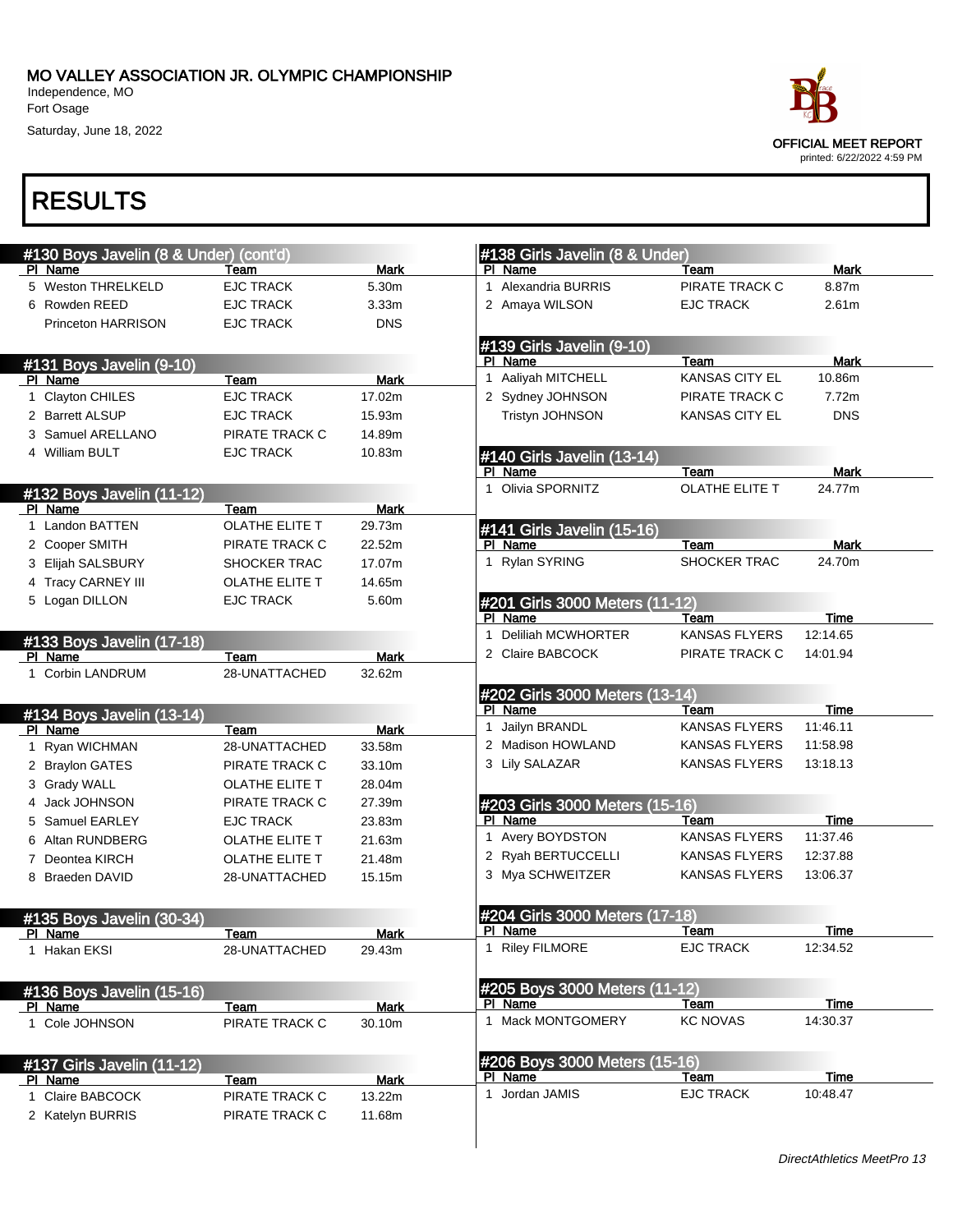# MO VALLEY ASSOCIATION JR. OLYMPIC CHAMPIONSHIP

Independence, MO
Fort Osage
Saturday, June 18, 2022

OFFICIAL MEET REPORT
printed: 6/22/2022 4:59 PM

## RESULTS

### #130 Boys Javelin (8 & Under) (cont'd)

| Pl | Name | Team | Mark |
|---|---|---|---|
| 5 | Weston THRELKELD | EJC TRACK | 5.30m |
| 6 | Rowden REED | EJC TRACK | 3.33m |
| | Princeton HARRISON | EJC TRACK | DNS |

### #131 Boys Javelin (9-10)

| Pl | Name | Team | Mark |
|---|---|---|---|
| 1 | Clayton CHILES | EJC TRACK | 17.02m |
| 2 | Barrett ALSUP | EJC TRACK | 15.93m |
| 3 | Samuel ARELLANO | PIRATE TRACK C | 14.89m |
| 4 | William BULT | EJC TRACK | 10.83m |

### #132 Boys Javelin (11-12)

| Pl | Name | Team | Mark |
|---|---|---|---|
| 1 | Landon BATTEN | OLATHE ELITE T | 29.73m |
| 2 | Cooper SMITH | PIRATE TRACK C | 22.52m |
| 3 | Elijah SALSBURY | SHOCKER TRAC | 17.07m |
| 4 | Tracy CARNEY III | OLATHE ELITE T | 14.65m |
| 5 | Logan DILLON | EJC TRACK | 5.60m |

### #133 Boys Javelin (17-18)

| Pl | Name | Team | Mark |
|---|---|---|---|
| 1 | Corbin LANDRUM | 28-UNATTACHED | 32.62m |

### #134 Boys Javelin (13-14)

| Pl | Name | Team | Mark |
|---|---|---|---|
| 1 | Ryan WICHMAN | 28-UNATTACHED | 33.58m |
| 2 | Braylon GATES | PIRATE TRACK C | 33.10m |
| 3 | Grady WALL | OLATHE ELITE T | 28.04m |
| 4 | Jack JOHNSON | PIRATE TRACK C | 27.39m |
| 5 | Samuel EARLEY | EJC TRACK | 23.83m |
| 6 | Altan RUNDBERG | OLATHE ELITE T | 21.63m |
| 7 | Deontea KIRCH | OLATHE ELITE T | 21.48m |
| 8 | Braeden DAVID | 28-UNATTACHED | 15.15m |

### #135 Boys Javelin (30-34)

| Pl | Name | Team | Mark |
|---|---|---|---|
| 1 | Hakan EKSI | 28-UNATTACHED | 29.43m |

### #136 Boys Javelin (15-16)

| Pl | Name | Team | Mark |
|---|---|---|---|
| 1 | Cole JOHNSON | PIRATE TRACK C | 30.10m |

### #137 Girls Javelin (11-12)

| Pl | Name | Team | Mark |
|---|---|---|---|
| 1 | Claire BABCOCK | PIRATE TRACK C | 13.22m |
| 2 | Katelyn BURRIS | PIRATE TRACK C | 11.68m |

### #138 Girls Javelin (8 & Under)

| Pl | Name | Team | Mark |
|---|---|---|---|
| 1 | Alexandria BURRIS | PIRATE TRACK C | 8.87m |
| 2 | Amaya WILSON | EJC TRACK | 2.61m |

### #139 Girls Javelin (9-10)

| Pl | Name | Team | Mark |
|---|---|---|---|
| 1 | Aaliyah MITCHELL | KANSAS CITY EL | 10.86m |
| 2 | Sydney JOHNSON | PIRATE TRACK C | 7.72m |
| | Tristyn JOHNSON | KANSAS CITY EL | DNS |

### #140 Girls Javelin (13-14)

| Pl | Name | Team | Mark |
|---|---|---|---|
| 1 | Olivia SPORNITZ | OLATHE ELITE T | 24.77m |

### #141 Girls Javelin (15-16)

| Pl | Name | Team | Mark |
|---|---|---|---|
| 1 | Rylan SYRING | SHOCKER TRAC | 24.70m |

### #201 Girls 3000 Meters (11-12)

| Pl | Name | Team | Time |
|---|---|---|---|
| 1 | Deliliah MCWHORTER | KANSAS FLYERS | 12:14.65 |
| 2 | Claire BABCOCK | PIRATE TRACK C | 14:01.94 |

### #202 Girls 3000 Meters (13-14)

| Pl | Name | Team | Time |
|---|---|---|---|
| 1 | Jailyn BRANDL | KANSAS FLYERS | 11:46.11 |
| 2 | Madison HOWLAND | KANSAS FLYERS | 11:58.98 |
| 3 | Lily SALAZAR | KANSAS FLYERS | 13:18.13 |

### #203 Girls 3000 Meters (15-16)

| Pl | Name | Team | Time |
|---|---|---|---|
| 1 | Avery BOYDSTON | KANSAS FLYERS | 11:37.46 |
| 2 | Ryah BERTUCCELLI | KANSAS FLYERS | 12:37.88 |
| 3 | Mya SCHWEITZER | KANSAS FLYERS | 13:06.37 |

### #204 Girls 3000 Meters (17-18)

| Pl | Name | Team | Time |
|---|---|---|---|
| 1 | Riley FILMORE | EJC TRACK | 12:34.52 |

### #205 Boys 3000 Meters (11-12)

| Pl | Name | Team | Time |
|---|---|---|---|
| 1 | Mack MONTGOMERY | KC NOVAS | 14:30.37 |

### #206 Boys 3000 Meters (15-16)

| Pl | Name | Team | Time |
|---|---|---|---|
| 1 | Jordan JAMIS | EJC TRACK | 10:48.47 |

*DirectAthletics MeetPro 13*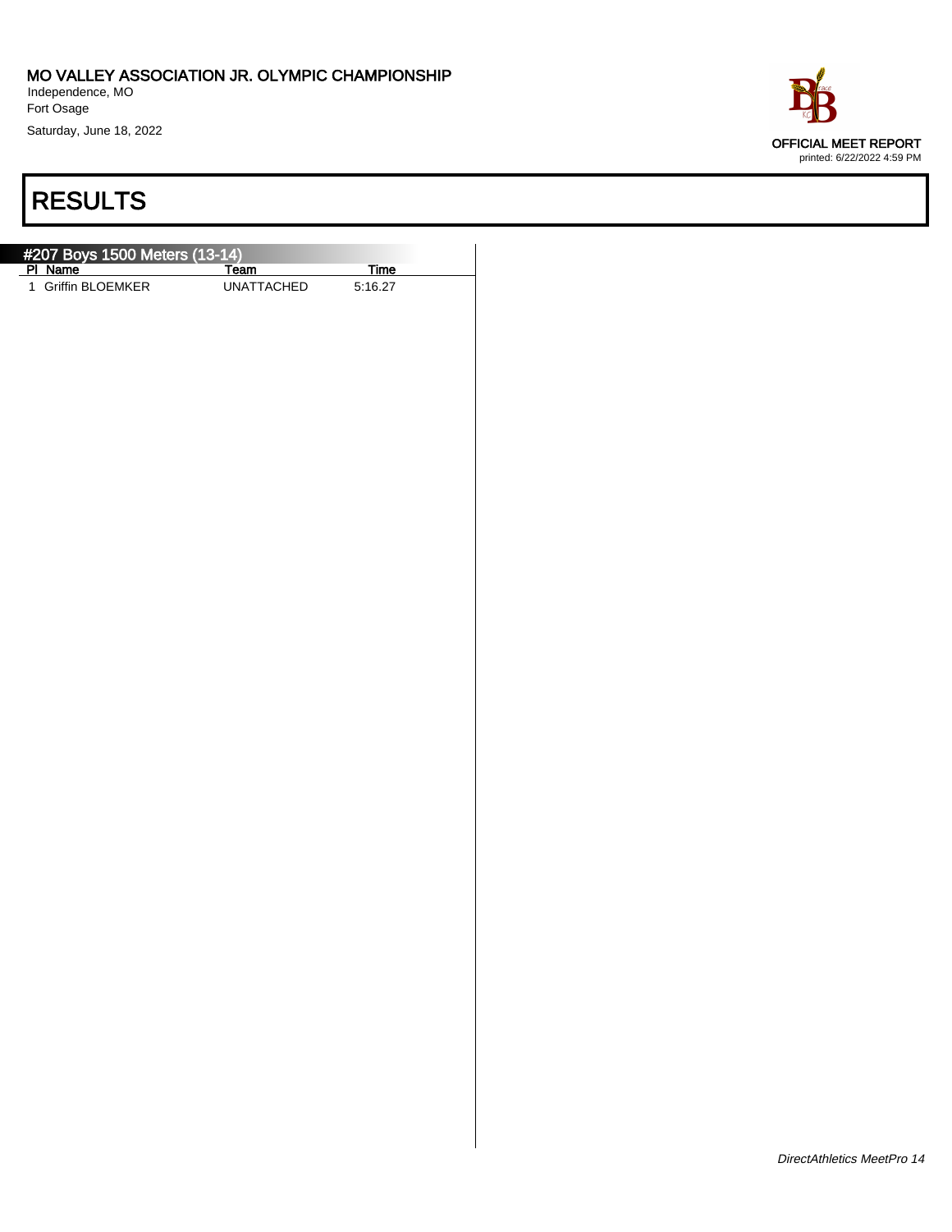MO VALLEY ASSOCIATION JR. OLYMPIC CHAMPIONSHIP
Independence, MO
Fort Osage
Saturday, June 18, 2022

OFFICIAL MEET REPORT
printed: 6/22/2022 4:59 PM

# RESULTS

## #207 Boys 1500 Meters (13-14)

| Pl | Name | Team | Time |
|---|---|---|---|
| 1 | Griffin BLOEMKER | UNATTACHED | 5:16.27 |